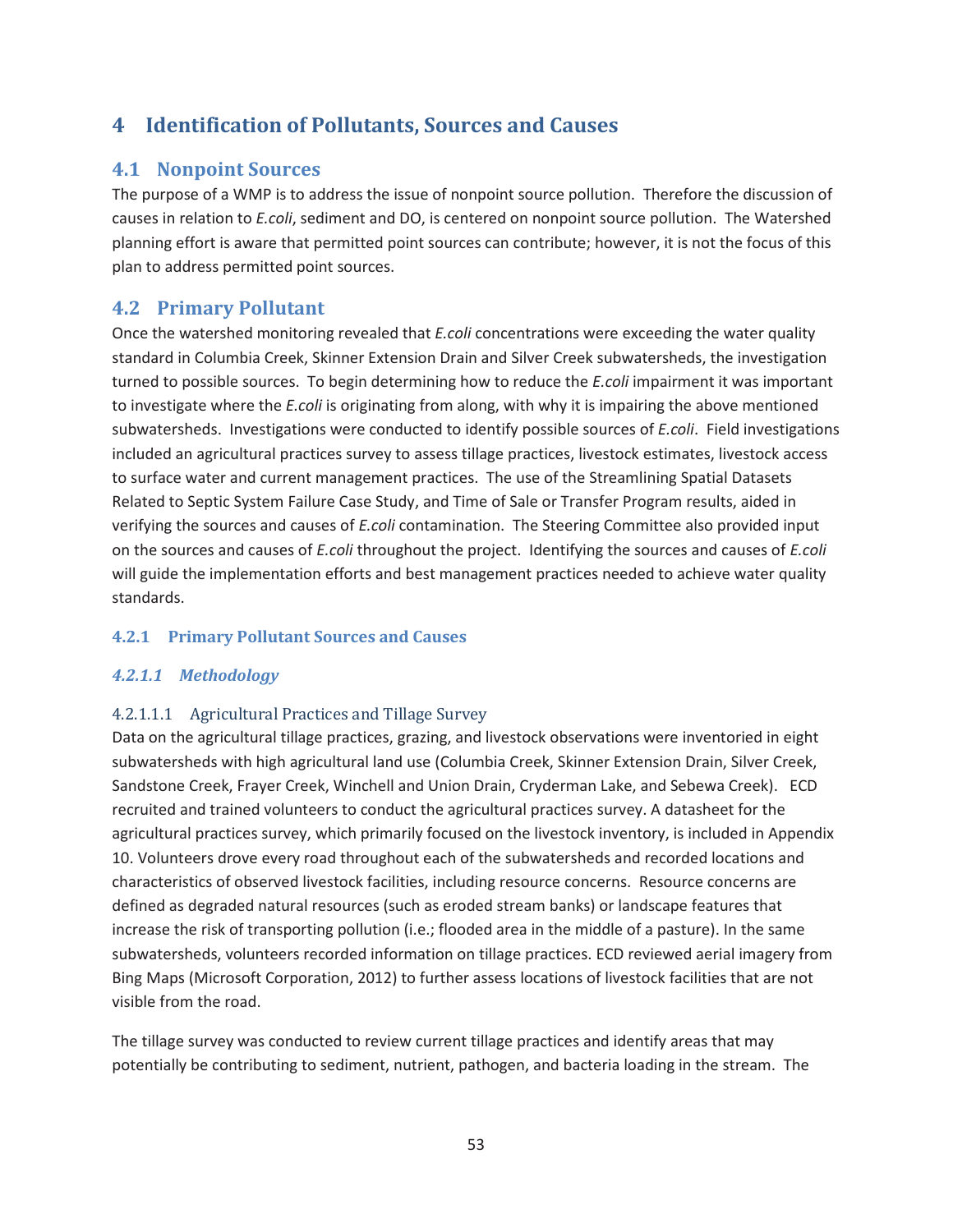# 4 Identification of Pollutants, Sources and Causes

## 4.1 Nonpoint Sources

The purpose of a WMP is to address the issue of nonpoint source pollution. Therefore the discussion of causes in relation to *E.coli*, sediment and DO, is centered on nonpoint source pollution. The Watershed planning effort is aware that permitted point sources can contribute; however, it is not the focus of this plan to address permitted point sources.

## 4.2 Primary Pollutant

Once the watershed monitoring revealed that *E.coli* concentrations were exceeding the water quality standard in Columbia Creek, Skinner Extension Drain and Silver Creek subwatersheds, the investigation turned to possible sources. To begin determining how to reduce the *E.coli* impairment it was important to investigate where the *E.coli* is originating from along, with why it is impairing the above mentioned subwatersheds. Investigations were conducted to identify possible sources of *E.coli*. Field investigations included an agricultural practices survey to assess tillage practices, livestock estimates, livestock access to surface water and current management practices. The use of the Streamlining Spatial Datasets Related to Septic System Failure Case Study, and Time of Sale or Transfer Program results, aided in verifying the sources and causes of *E.coli* contamination. The Steering Committee also provided input on the sources and causes of *E.coli* throughout the project. Identifying the sources and causes of *E.coli* will guide the implementation efforts and best management practices needed to achieve water quality standards.

### 4.2.1 Primary Pollutant Sources and Causes

#### *4.2.1.1 Methodology*

##### 4.2.1.1.1 Agricultural Practices and Tillage Survey

Data on the agricultural tillage practices, grazing, and livestock observations were inventoried in eight subwatersheds with high agricultural land use (Columbia Creek, Skinner Extension Drain, Silver Creek, Sandstone Creek, Frayer Creek, Winchell and Union Drain, Cryderman Lake, and Sebewa Creek). ECD recruited and trained volunteers to conduct the agricultural practices survey. A datasheet for the agricultural practices survey, which primarily focused on the livestock inventory, is included in Appendix 10. Volunteers drove every road throughout each of the subwatersheds and recorded locations and characteristics of observed livestock facilities, including resource concerns. Resource concerns are defined as degraded natural resources (such as eroded stream banks) or landscape features that increase the risk of transporting pollution (i.e.; flooded area in the middle of a pasture). In the same subwatersheds, volunteers recorded information on tillage practices. ECD reviewed aerial imagery from Bing Maps (Microsoft Corporation, 2012) to further assess locations of livestock facilities that are not visible from the road.

The tillage survey was conducted to review current tillage practices and identify areas that may potentially be contributing to sediment, nutrient, pathogen, and bacteria loading in the stream. The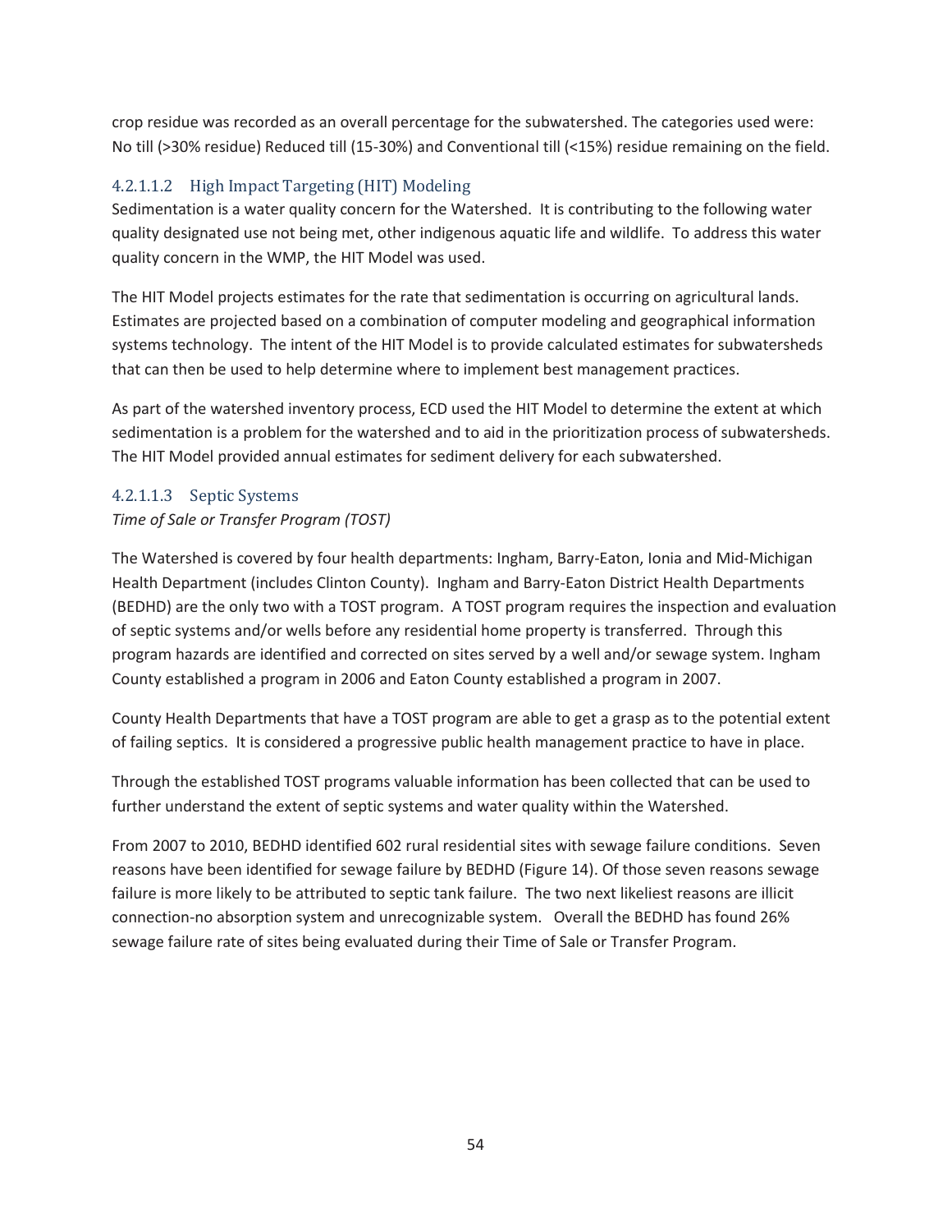crop residue was recorded as an overall percentage for the subwatershed. The categories used were: No till (>30% residue) Reduced till (15-30%) and Conventional till (<15%) residue remaining on the field.

#### 4.2.1.1.2 High Impact Targeting (HIT) Modeling

Sedimentation is a water quality concern for the Watershed. It is contributing to the following water quality designated use not being met, other indigenous aquatic life and wildlife. To address this water quality concern in the WMP, the HIT Model was used.

The HIT Model projects estimates for the rate that sedimentation is occurring on agricultural lands. Estimates are projected based on a combination of computer modeling and geographical information systems technology. The intent of the HIT Model is to provide calculated estimates for subwatersheds that can then be used to help determine where to implement best management practices.

As part of the watershed inventory process, ECD used the HIT Model to determine the extent at which sedimentation is a problem for the watershed and to aid in the prioritization process of subwatersheds. The HIT Model provided annual estimates for sediment delivery for each subwatershed.

#### 4.2.1.1.3 Septic Systems

*Time of Sale or Transfer Program (TOST)*

The Watershed is covered by four health departments: Ingham, Barry-Eaton, Ionia and Mid-Michigan Health Department (includes Clinton County). Ingham and Barry-Eaton District Health Departments (BEDHD) are the only two with a TOST program. A TOST program requires the inspection and evaluation of septic systems and/or wells before any residential home property is transferred. Through this program hazards are identified and corrected on sites served by a well and/or sewage system. Ingham County established a program in 2006 and Eaton County established a program in 2007.

County Health Departments that have a TOST program are able to get a grasp as to the potential extent of failing septics. It is considered a progressive public health management practice to have in place.

Through the established TOST programs valuable information has been collected that can be used to further understand the extent of septic systems and water quality within the Watershed.

From 2007 to 2010, BEDHD identified 602 rural residential sites with sewage failure conditions. Seven reasons have been identified for sewage failure by BEDHD (Figure 14). Of those seven reasons sewage failure is more likely to be attributed to septic tank failure. The two next likeliest reasons are illicit connection-no absorption system and unrecognizable system. Overall the BEDHD has found 26% sewage failure rate of sites being evaluated during their Time of Sale or Transfer Program.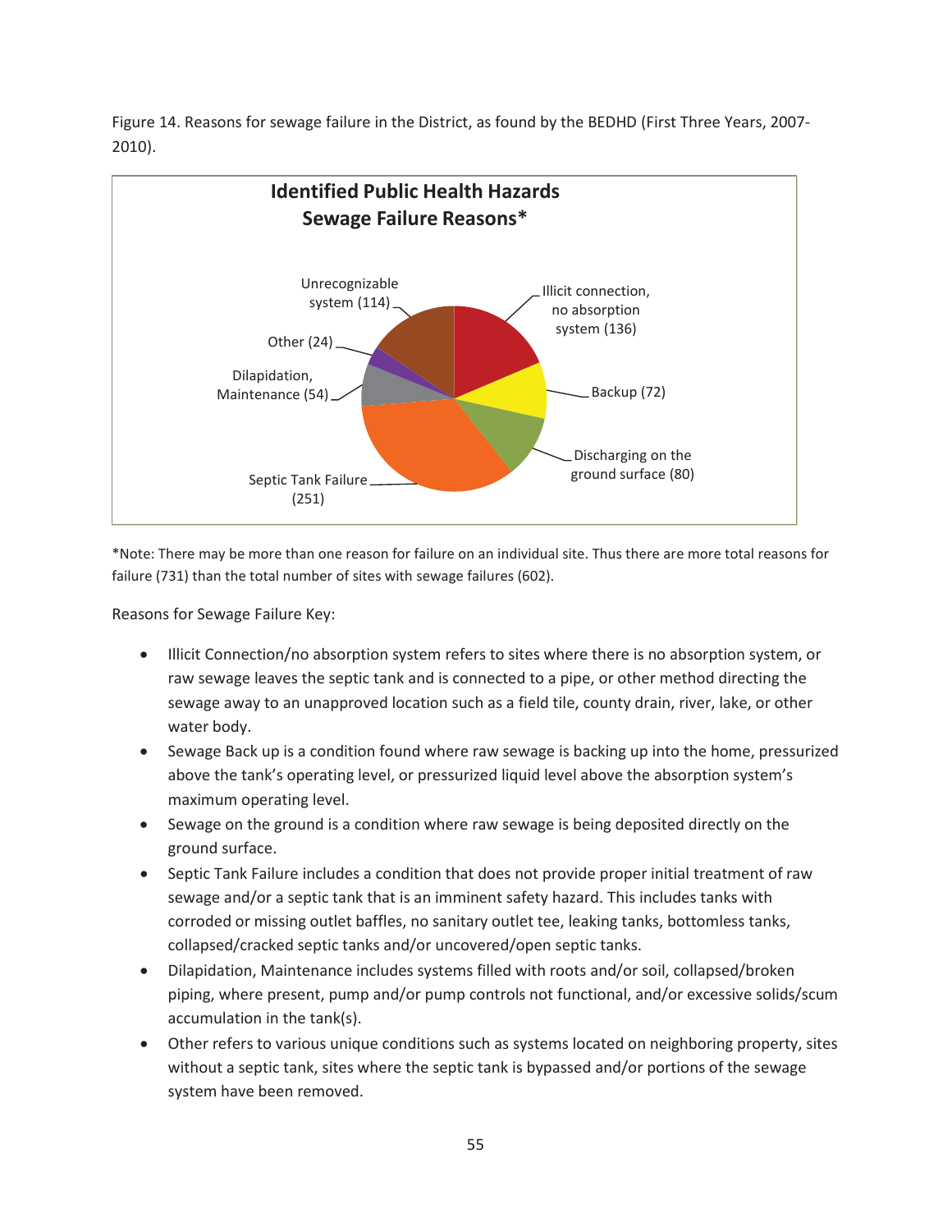Figure 14. Reasons for sewage failure in the District, as found by the BEDHD (First Three Years, 2007-2010).

**Identified Public Health Hazards**
**Sewage Failure Reasons***

| Reason | Count |
|---|---|
| Illicit connection, no absorption system | 136 |
| Backup | 72 |
| Discharging on the ground surface | 80 |
| Septic Tank Failure | 251 |
| Dilapidation, Maintenance | 54 |
| Other | 24 |
| Unrecognizable system | 114 |

*Note: There may be more than one reason for failure on an individual site. Thus there are more total reasons for failure (731) than the total number of sites with sewage failures (602).

Reasons for Sewage Failure Key:

- Illicit Connection/no absorption system refers to sites where there is no absorption system, or raw sewage leaves the septic tank and is connected to a pipe, or other method directing the sewage away to an unapproved location such as a field tile, county drain, river, lake, or other water body.
- Sewage Back up is a condition found where raw sewage is backing up into the home, pressurized above the tank's operating level, or pressurized liquid level above the absorption system's maximum operating level.
- Sewage on the ground is a condition where raw sewage is being deposited directly on the ground surface.
- Septic Tank Failure includes a condition that does not provide proper initial treatment of raw sewage and/or a septic tank that is an imminent safety hazard. This includes tanks with corroded or missing outlet baffles, no sanitary outlet tee, leaking tanks, bottomless tanks, collapsed/cracked septic tanks and/or uncovered/open septic tanks.
- Dilapidation, Maintenance includes systems filled with roots and/or soil, collapsed/broken piping, where present, pump and/or pump controls not functional, and/or excessive solids/scum accumulation in the tank(s).
- Other refers to various unique conditions such as systems located on neighboring property, sites without a septic tank, sites where the septic tank is bypassed and/or portions of the sewage system have been removed.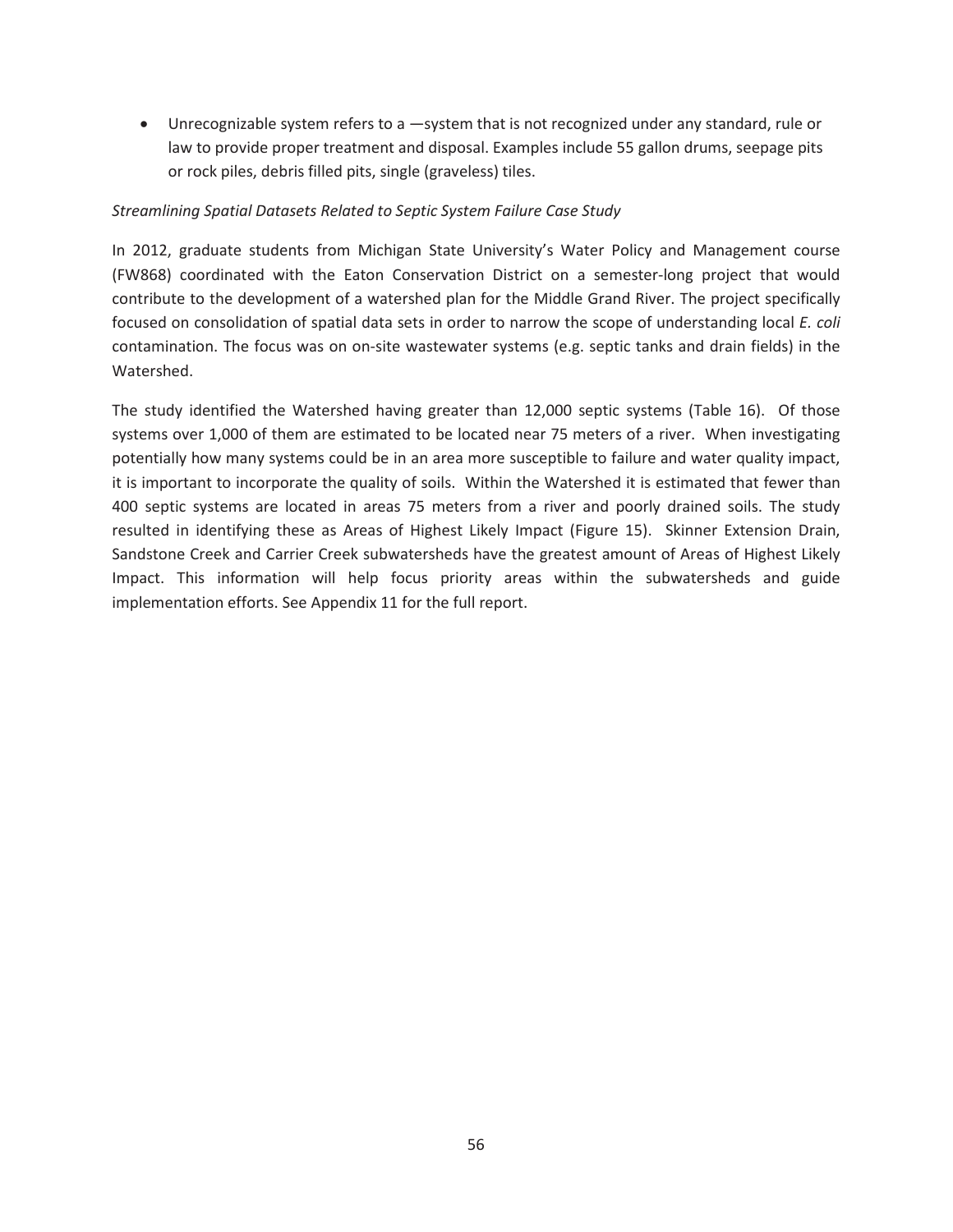- Unrecognizable system refers to a —system that is not recognized under any standard, rule or law to provide proper treatment and disposal. Examples include 55 gallon drums, seepage pits or rock piles, debris filled pits, single (graveless) tiles.

*Streamlining Spatial Datasets Related to Septic System Failure Case Study*

In 2012, graduate students from Michigan State University's Water Policy and Management course (FW868) coordinated with the Eaton Conservation District on a semester-long project that would contribute to the development of a watershed plan for the Middle Grand River. The project specifically focused on consolidation of spatial data sets in order to narrow the scope of understanding local *E. coli* contamination. The focus was on on-site wastewater systems (e.g. septic tanks and drain fields) in the Watershed.

The study identified the Watershed having greater than 12,000 septic systems (Table 16). Of those systems over 1,000 of them are estimated to be located near 75 meters of a river. When investigating potentially how many systems could be in an area more susceptible to failure and water quality impact, it is important to incorporate the quality of soils. Within the Watershed it is estimated that fewer than 400 septic systems are located in areas 75 meters from a river and poorly drained soils. The study resulted in identifying these as Areas of Highest Likely Impact (Figure 15). Skinner Extension Drain, Sandstone Creek and Carrier Creek subwatersheds have the greatest amount of Areas of Highest Likely Impact. This information will help focus priority areas within the subwatersheds and guide implementation efforts. See Appendix 11 for the full report.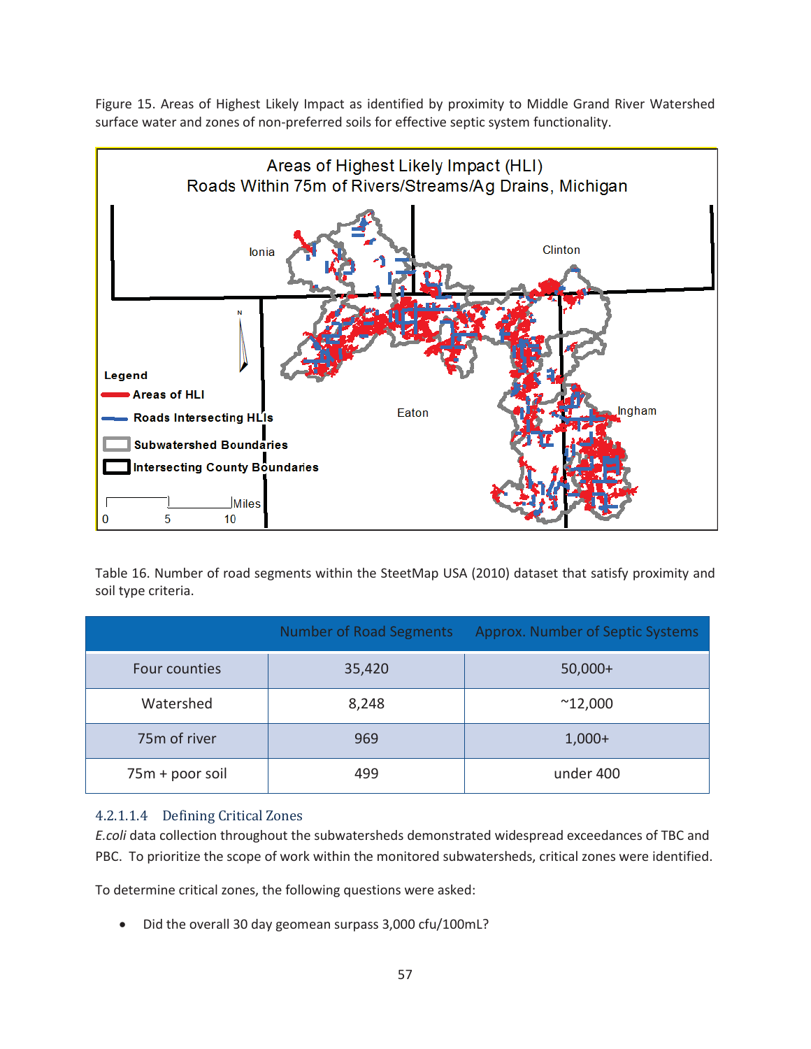Figure 15. Areas of Highest Likely Impact as identified by proximity to Middle Grand River Watershed surface water and zones of non-preferred soils for effective septic system functionality.

Table 16. Number of road segments within the SteetMap USA (2010) dataset that satisfy proximity and soil type criteria.

| | Number of Road Segments | Approx. Number of Septic Systems |
|---|---|---|
| Four counties | 35,420 | 50,000+ |
| Watershed | 8,248 | ~12,000 |
| 75m of river | 969 | 1,000+ |
| 75m + poor soil | 499 | under 400 |

#### 4.2.1.1.4 Defining Critical Zones

*E.coli* data collection throughout the subwatersheds demonstrated widespread exceedances of TBC and PBC. To prioritize the scope of work within the monitored subwatersheds, critical zones were identified.

To determine critical zones, the following questions were asked:

- Did the overall 30 day geomean surpass 3,000 cfu/100mL?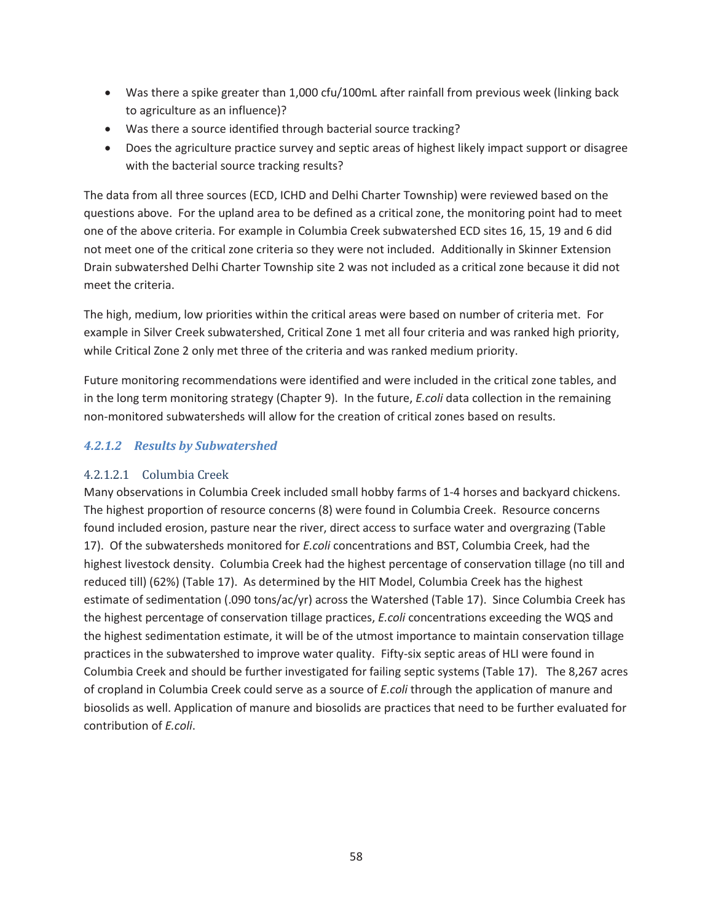- Was there a spike greater than 1,000 cfu/100mL after rainfall from previous week (linking back to agriculture as an influence)?
- Was there a source identified through bacterial source tracking?
- Does the agriculture practice survey and septic areas of highest likely impact support or disagree with the bacterial source tracking results?

The data from all three sources (ECD, ICHD and Delhi Charter Township) were reviewed based on the questions above. For the upland area to be defined as a critical zone, the monitoring point had to meet one of the above criteria. For example in Columbia Creek subwatershed ECD sites 16, 15, 19 and 6 did not meet one of the critical zone criteria so they were not included. Additionally in Skinner Extension Drain subwatershed Delhi Charter Township site 2 was not included as a critical zone because it did not meet the criteria.

The high, medium, low priorities within the critical areas were based on number of criteria met. For example in Silver Creek subwatershed, Critical Zone 1 met all four criteria and was ranked high priority, while Critical Zone 2 only met three of the criteria and was ranked medium priority.

Future monitoring recommendations were identified and were included in the critical zone tables, and in the long term monitoring strategy (Chapter 9). In the future, *E.coli* data collection in the remaining non-monitored subwatersheds will allow for the creation of critical zones based on results.

### *4.2.1.2 Results by Subwatershed*

#### 4.2.1.2.1 Columbia Creek

Many observations in Columbia Creek included small hobby farms of 1-4 horses and backyard chickens. The highest proportion of resource concerns (8) were found in Columbia Creek. Resource concerns found included erosion, pasture near the river, direct access to surface water and overgrazing (Table 17). Of the subwatersheds monitored for *E.coli* concentrations and BST, Columbia Creek, had the highest livestock density. Columbia Creek had the highest percentage of conservation tillage (no till and reduced till) (62%) (Table 17). As determined by the HIT Model, Columbia Creek has the highest estimate of sedimentation (.090 tons/ac/yr) across the Watershed (Table 17). Since Columbia Creek has the highest percentage of conservation tillage practices, *E.coli* concentrations exceeding the WQS and the highest sedimentation estimate, it will be of the utmost importance to maintain conservation tillage practices in the subwatershed to improve water quality. Fifty-six septic areas of HLI were found in Columbia Creek and should be further investigated for failing septic systems (Table 17). The 8,267 acres of cropland in Columbia Creek could serve as a source of *E.coli* through the application of manure and biosolids as well. Application of manure and biosolids are practices that need to be further evaluated for contribution of *E.coli*.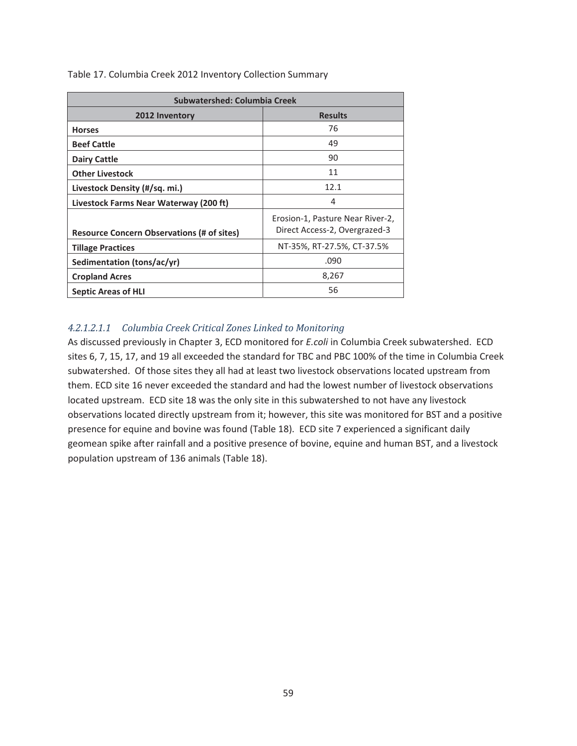Table 17. Columbia Creek 2012 Inventory Collection Summary

| Subwatershed: Columbia Creek | |
|---|---|
| **2012 Inventory** | **Results** |
| **Horses** | 76 |
| **Beef Cattle** | 49 |
| **Dairy Cattle** | 90 |
| **Other Livestock** | 11 |
| **Livestock Density (#/sq. mi.)** | 12.1 |
| **Livestock Farms Near Waterway (200 ft)** | 4 |
| **Resource Concern Observations (# of sites)** | Erosion-1, Pasture Near River-2, Direct Access-2, Overgrazed-3 |
| **Tillage Practices** | NT-35%, RT-27.5%, CT-37.5% |
| **Sedimentation (tons/ac/yr)** | .090 |
| **Cropland Acres** | 8,267 |
| **Septic Areas of HLI** | 56 |

###### *4.2.1.2.1.1 Columbia Creek Critical Zones Linked to Monitoring*

As discussed previously in Chapter 3, ECD monitored for *E.coli* in Columbia Creek subwatershed. ECD sites 6, 7, 15, 17, and 19 all exceeded the standard for TBC and PBC 100% of the time in Columbia Creek subwatershed. Of those sites they all had at least two livestock observations located upstream from them. ECD site 16 never exceeded the standard and had the lowest number of livestock observations located upstream. ECD site 18 was the only site in this subwatershed to not have any livestock observations located directly upstream from it; however, this site was monitored for BST and a positive presence for equine and bovine was found (Table 18). ECD site 7 experienced a significant daily geomean spike after rainfall and a positive presence of bovine, equine and human BST, and a livestock population upstream of 136 animals (Table 18).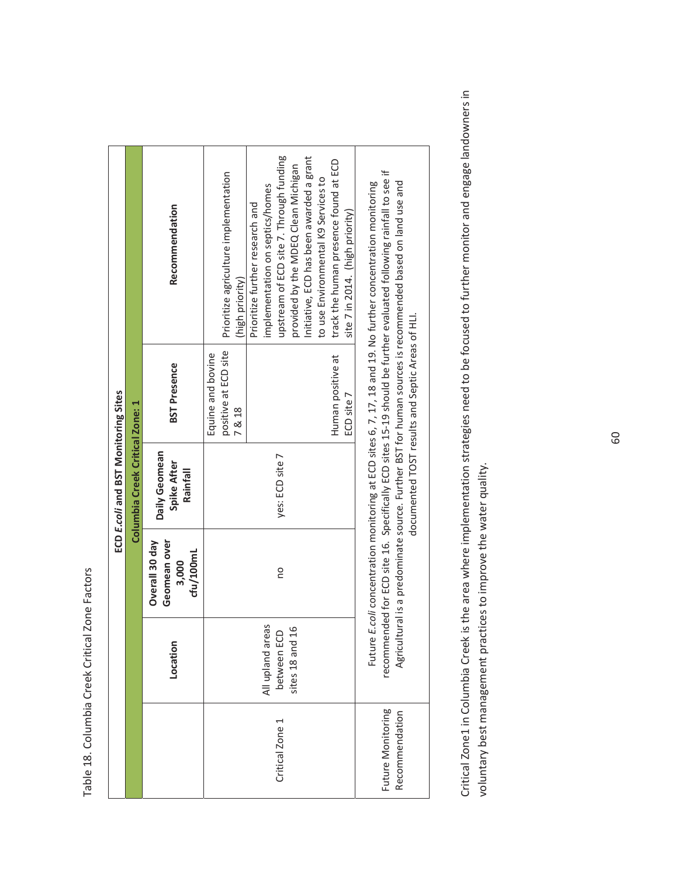Table 18. Columbia Creek Critical Zone Factors

| ECD *E.coli* and BST Monitoring Sites | | | | | |
|---|---|---|---|---|---|
| Columbia Creek Critical Zone: 1 | | | | | |
| | **Location** | **Overall 30 day Geomean over 3,000 cfu/100mL** | **Daily Geomean Spike After Rainfall** | **BST Presence** | **Recommendation** |
| Critical Zone 1 | All upland areas between ECD sites 18 and 16 | no | yes: ECD site 7 | Equine and bovine positive at ECD site 7 & 18 | Prioritize agriculture implementation (high priority) |
| | | | | Human positive at ECD site 7 | Prioritize further research and implementation on septics/homes upstream of ECD site 7. Through funding provided by the MDEQ Clean Michigan Initiative, ECD has been awarded a grant to use Environmental K9 Services to track the human presence found at ECD site 7 in 2014. (high priority) |
| Future Monitoring Recommendation | Future *E.coli* concentration monitoring at ECD sites 6, 7, 17, 18 and 19. No further concentration monitoring recommended for ECD site 16. Specifically ECD sites 15-19 should be further evaluated following rainfall to see if Agricultural is a predominate source. Further BST for human sources is recommended based on land use and documented TOST results and Septic Areas of HLI. | | | | |

Critical Zone1 in Columbia Creek is the area where implementation strategies need to be focused to further monitor and engage landowners in voluntary best management practices to improve the water quality.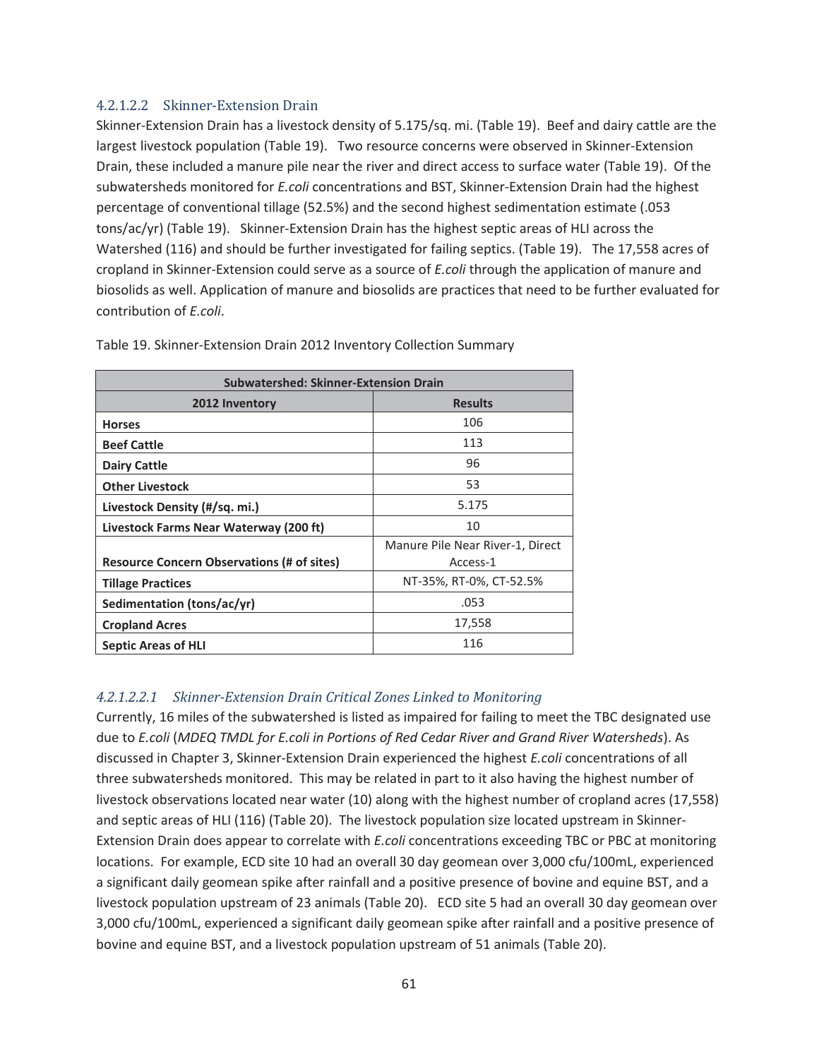#### 4.2.1.2.2 Skinner-Extension Drain

Skinner-Extension Drain has a livestock density of 5.175/sq. mi. (Table 19). Beef and dairy cattle are the largest livestock population (Table 19). Two resource concerns were observed in Skinner-Extension Drain, these included a manure pile near the river and direct access to surface water (Table 19). Of the subwatersheds monitored for *E.coli* concentrations and BST, Skinner-Extension Drain had the highest percentage of conventional tillage (52.5%) and the second highest sedimentation estimate (.053 tons/ac/yr) (Table 19). Skinner-Extension Drain has the highest septic areas of HLI across the Watershed (116) and should be further investigated for failing septics. (Table 19). The 17,558 acres of cropland in Skinner-Extension could serve as a source of *E.coli* through the application of manure and biosolids as well. Application of manure and biosolids are practices that need to be further evaluated for contribution of *E.coli*.

Table 19. Skinner-Extension Drain 2012 Inventory Collection Summary

| Subwatershed: Skinner-Extension Drain | |
|---|---|
| **2012 Inventory** | **Results** |
| **Horses** | 106 |
| **Beef Cattle** | 113 |
| **Dairy Cattle** | 96 |
| **Other Livestock** | 53 |
| **Livestock Density (#/sq. mi.)** | 5.175 |
| **Livestock Farms Near Waterway (200 ft)** | 10 |
| **Resource Concern Observations (# of sites)** | Manure Pile Near River-1, Direct Access-1 |
| **Tillage Practices** | NT-35%, RT-0%, CT-52.5% |
| **Sedimentation (tons/ac/yr)** | .053 |
| **Cropland Acres** | 17,558 |
| **Septic Areas of HLI** | 116 |

##### *4.2.1.2.2.1 Skinner-Extension Drain Critical Zones Linked to Monitoring*

Currently, 16 miles of the subwatershed is listed as impaired for failing to meet the TBC designated use due to *E.coli* (*MDEQ TMDL for E.coli in Portions of Red Cedar River and Grand River Watersheds*). As discussed in Chapter 3, Skinner-Extension Drain experienced the highest *E.coli* concentrations of all three subwatersheds monitored. This may be related in part to it also having the highest number of livestock observations located near water (10) along with the highest number of cropland acres (17,558) and septic areas of HLI (116) (Table 20). The livestock population size located upstream in Skinner-Extension Drain does appear to correlate with *E.coli* concentrations exceeding TBC or PBC at monitoring locations. For example, ECD site 10 had an overall 30 day geomean over 3,000 cfu/100mL, experienced a significant daily geomean spike after rainfall and a positive presence of bovine and equine BST, and a livestock population upstream of 23 animals (Table 20). ECD site 5 had an overall 30 day geomean over 3,000 cfu/100mL, experienced a significant daily geomean spike after rainfall and a positive presence of bovine and equine BST, and a livestock population upstream of 51 animals (Table 20).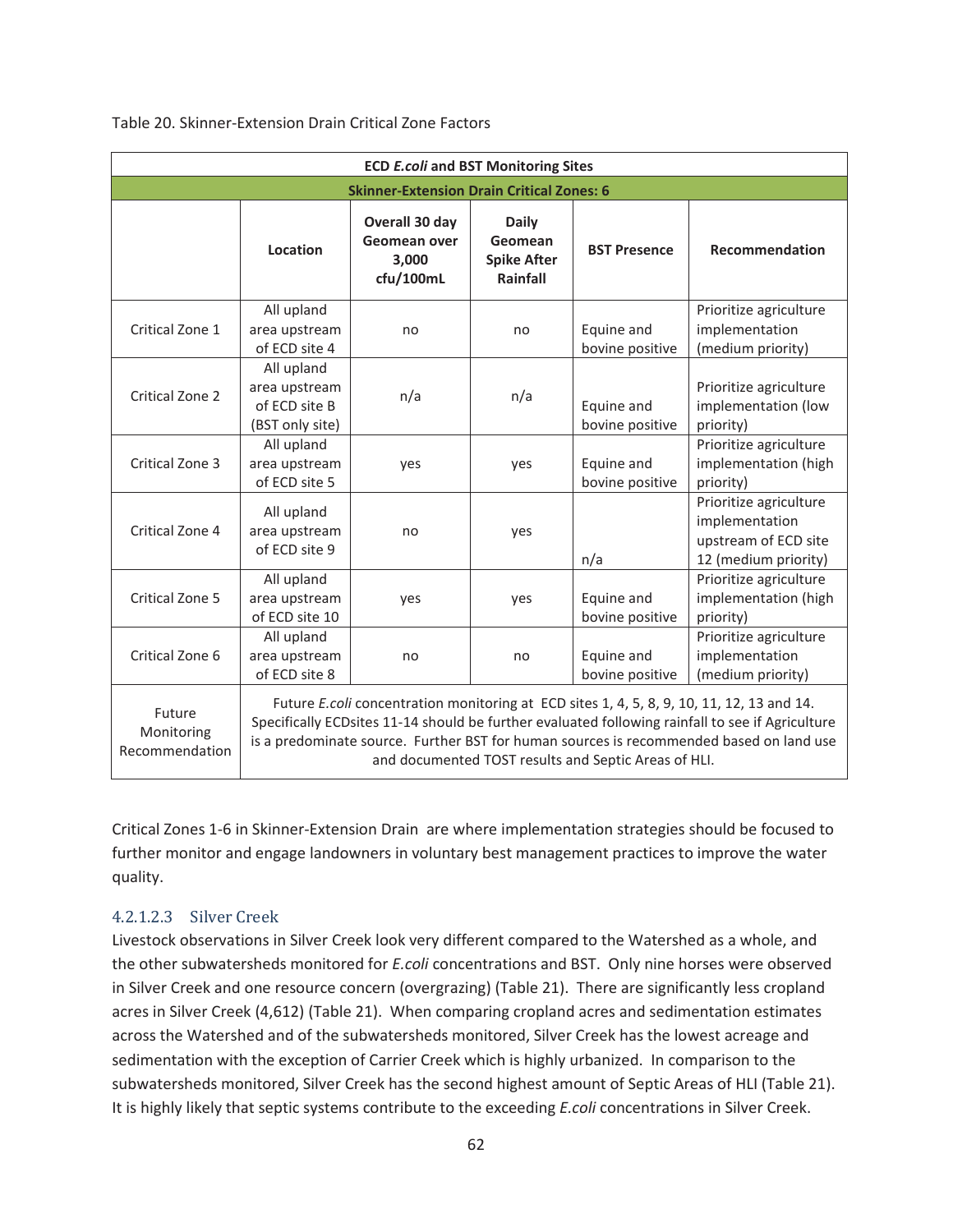Table 20. Skinner-Extension Drain Critical Zone Factors

| ECD *E.coli* and BST Monitoring Sites | | | | | |
|---|---|---|---|---|---|
| **Skinner-Extension Drain Critical Zones: 6** | | | | | |
| | **Location** | **Overall 30 day Geomean over 3,000 cfu/100mL** | **Daily Geomean Spike After Rainfall** | **BST Presence** | **Recommendation** |
| Critical Zone 1 | All upland area upstream of ECD site 4 | no | no | Equine and bovine positive | Prioritize agriculture implementation (medium priority) |
| Critical Zone 2 | All upland area upstream of ECD site B (BST only site) | n/a | n/a | Equine and bovine positive | Prioritize agriculture implementation (low priority) |
| Critical Zone 3 | All upland area upstream of ECD site 5 | yes | yes | Equine and bovine positive | Prioritize agriculture implementation (high priority) |
| Critical Zone 4 | All upland area upstream of ECD site 9 | no | yes | n/a | Prioritize agriculture implementation upstream of ECD site 12 (medium priority) |
| Critical Zone 5 | All upland area upstream of ECD site 10 | yes | yes | Equine and bovine positive | Prioritize agriculture implementation (high priority) |
| Critical Zone 6 | All upland area upstream of ECD site 8 | no | no | Equine and bovine positive | Prioritize agriculture implementation (medium priority) |
| Future Monitoring Recommendation | Future *E.coli* concentration monitoring at ECD sites 1, 4, 5, 8, 9, 10, 11, 12, 13 and 14. Specifically ECDsites 11-14 should be further evaluated following rainfall to see if Agriculture is a predominate source. Further BST for human sources is recommended based on land use and documented TOST results and Septic Areas of HLI. | | | | |

Critical Zones 1-6 in Skinner-Extension Drain are where implementation strategies should be focused to further monitor and engage landowners in voluntary best management practices to improve the water quality.

#### 4.2.1.2.3 Silver Creek

Livestock observations in Silver Creek look very different compared to the Watershed as a whole, and the other subwatersheds monitored for *E.coli* concentrations and BST. Only nine horses were observed in Silver Creek and one resource concern (overgrazing) (Table 21). There are significantly less cropland acres in Silver Creek (4,612) (Table 21). When comparing cropland acres and sedimentation estimates across the Watershed and of the subwatersheds monitored, Silver Creek has the lowest acreage and sedimentation with the exception of Carrier Creek which is highly urbanized. In comparison to the subwatersheds monitored, Silver Creek has the second highest amount of Septic Areas of HLI (Table 21). It is highly likely that septic systems contribute to the exceeding *E.coli* concentrations in Silver Creek.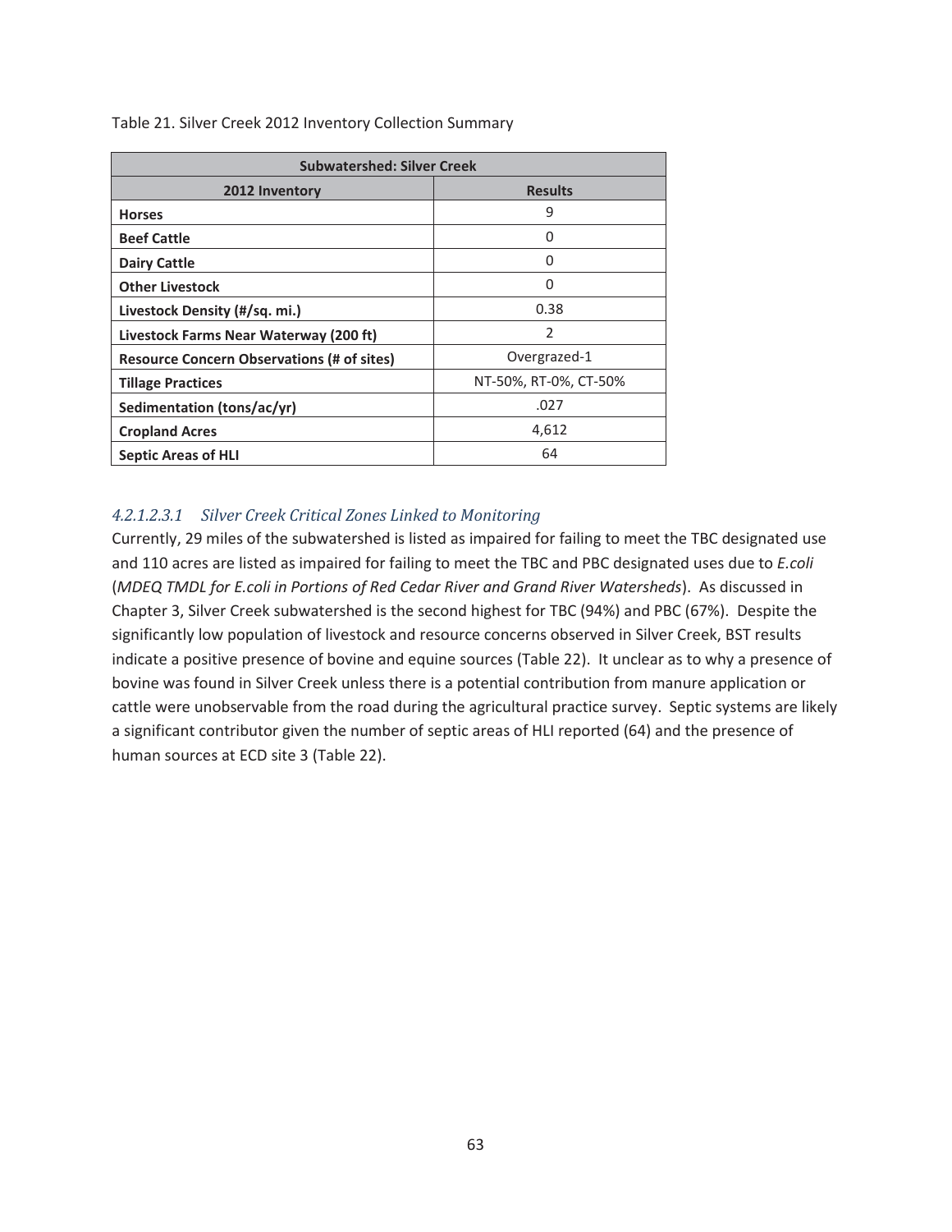Table 21. Silver Creek 2012 Inventory Collection Summary

| Subwatershed: Silver Creek | |
|---|---|
| **2012 Inventory** | **Results** |
| **Horses** | 9 |
| **Beef Cattle** | 0 |
| **Dairy Cattle** | 0 |
| **Other Livestock** | 0 |
| **Livestock Density (#/sq. mi.)** | 0.38 |
| **Livestock Farms Near Waterway (200 ft)** | 2 |
| **Resource Concern Observations (# of sites)** | Overgrazed-1 |
| **Tillage Practices** | NT-50%, RT-0%, CT-50% |
| **Sedimentation (tons/ac/yr)** | .027 |
| **Cropland Acres** | 4,612 |
| **Septic Areas of HLI** | 64 |

#### *4.2.1.2.3.1 Silver Creek Critical Zones Linked to Monitoring*

Currently, 29 miles of the subwatershed is listed as impaired for failing to meet the TBC designated use and 110 acres are listed as impaired for failing to meet the TBC and PBC designated uses due to *E.coli* (*MDEQ TMDL for E.coli in Portions of Red Cedar River and Grand River Watersheds*). As discussed in Chapter 3, Silver Creek subwatershed is the second highest for TBC (94%) and PBC (67%). Despite the significantly low population of livestock and resource concerns observed in Silver Creek, BST results indicate a positive presence of bovine and equine sources (Table 22). It unclear as to why a presence of bovine was found in Silver Creek unless there is a potential contribution from manure application or cattle were unobservable from the road during the agricultural practice survey. Septic systems are likely a significant contributor given the number of septic areas of HLI reported (64) and the presence of human sources at ECD site 3 (Table 22).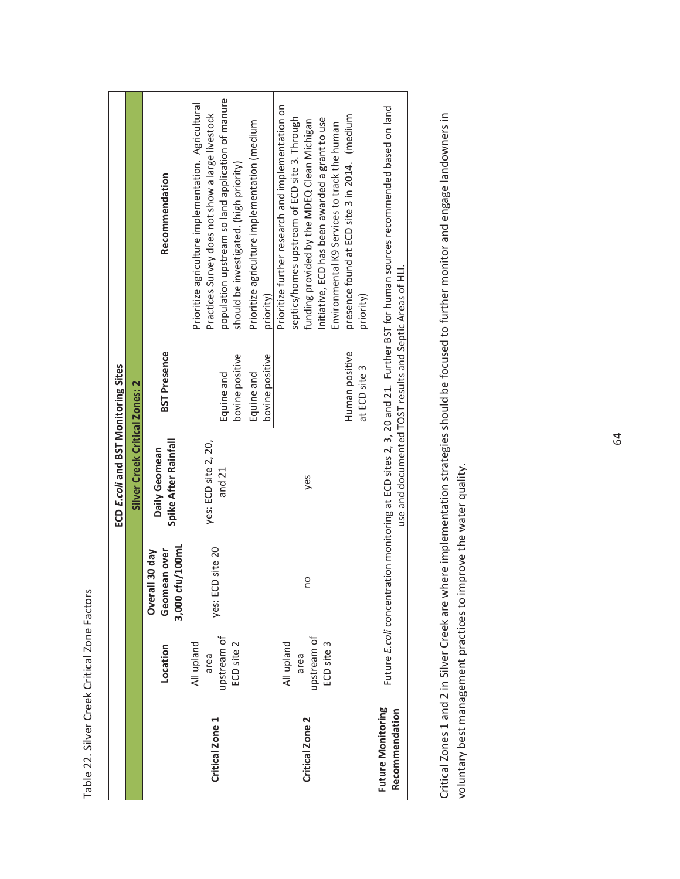Table 22. Silver Creek Critical Zone Factors

| ECD *E.coli* and BST Monitoring Sites | | | | | |
|---|---|---|---|---|---|
| Silver Creek Critical Zones: 2 | | | | | |
| | Location | Overall 30 day Geomean over 3,000 cfu/100mL | Daily Geomean Spike After Rainfall | BST Presence | Recommendation |
| Critical Zone 1 | All upland area upstream of ECD site 2 | yes: ECD site 20 | yes: ECD site 2, 20, and 21 | Equine and bovine positive | Prioritize agriculture implementation. Agricultural Practices Survey does not show a large livestock population upstream so land application of manure should be investigated. (high priority) |
| Critical Zone 2 | All upland area upstream of ECD site 3 | no | yes | Equine and bovine positive | Prioritize agriculture implementation (medium priority) |
| | | | | Human positive at ECD site 3 | Prioritize further research and implementation on septics/homes upstream of ECD site 3. Through funding provided by the MDEQ Clean Michigan Initiative, ECD has been awarded a grant to use Environmental K9 Services to track the human presence found at ECD site 3 in 2014. (medium priority) |
| Future Monitoring Recommendation | Future *E.coli* concentration monitoring at ECD sites 2, 3, 20 and 21. Further BST for human sources recommended based on land use and documented TOST results and Septic Areas of HLI. | | | | |

Critical Zones 1 and 2 in Silver Creek are where implementation strategies should be focused to further monitor and engage landowners in voluntary best management practices to improve the water quality.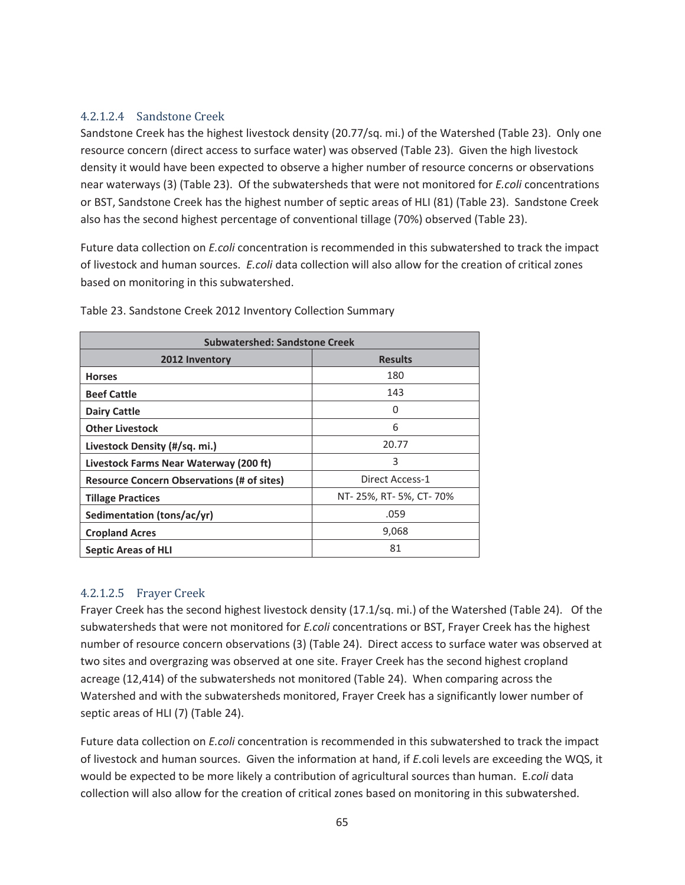#### 4.2.1.2.4 Sandstone Creek

Sandstone Creek has the highest livestock density (20.77/sq. mi.) of the Watershed (Table 23). Only one resource concern (direct access to surface water) was observed (Table 23). Given the high livestock density it would have been expected to observe a higher number of resource concerns or observations near waterways (3) (Table 23). Of the subwatersheds that were not monitored for *E.coli* concentrations or BST, Sandstone Creek has the highest number of septic areas of HLI (81) (Table 23). Sandstone Creek also has the second highest percentage of conventional tillage (70%) observed (Table 23).

Future data collection on *E.coli* concentration is recommended in this subwatershed to track the impact of livestock and human sources. *E.coli* data collection will also allow for the creation of critical zones based on monitoring in this subwatershed.

Table 23. Sandstone Creek 2012 Inventory Collection Summary

| Subwatershed: Sandstone Creek | |
|---|---|
| **2012 Inventory** | **Results** |
| **Horses** | 180 |
| **Beef Cattle** | 143 |
| **Dairy Cattle** | 0 |
| **Other Livestock** | 6 |
| **Livestock Density (#/sq. mi.)** | 20.77 |
| **Livestock Farms Near Waterway (200 ft)** | 3 |
| **Resource Concern Observations (# of sites)** | Direct Access-1 |
| **Tillage Practices** | NT- 25%, RT- 5%, CT- 70% |
| **Sedimentation (tons/ac/yr)** | .059 |
| **Cropland Acres** | 9,068 |
| **Septic Areas of HLI** | 81 |

#### 4.2.1.2.5 Frayer Creek

Frayer Creek has the second highest livestock density (17.1/sq. mi.) of the Watershed (Table 24). Of the subwatersheds that were not monitored for *E.coli* concentrations or BST, Frayer Creek has the highest number of resource concern observations (3) (Table 24). Direct access to surface water was observed at two sites and overgrazing was observed at one site. Frayer Creek has the second highest cropland acreage (12,414) of the subwatersheds not monitored (Table 24). When comparing across the Watershed and with the subwatersheds monitored, Frayer Creek has a significantly lower number of septic areas of HLI (7) (Table 24).

Future data collection on *E.coli* concentration is recommended in this subwatershed to track the impact of livestock and human sources. Given the information at hand, if *E.*coli levels are exceeding the WQS, it would be expected to be more likely a contribution of agricultural sources than human. E.*coli* data collection will also allow for the creation of critical zones based on monitoring in this subwatershed.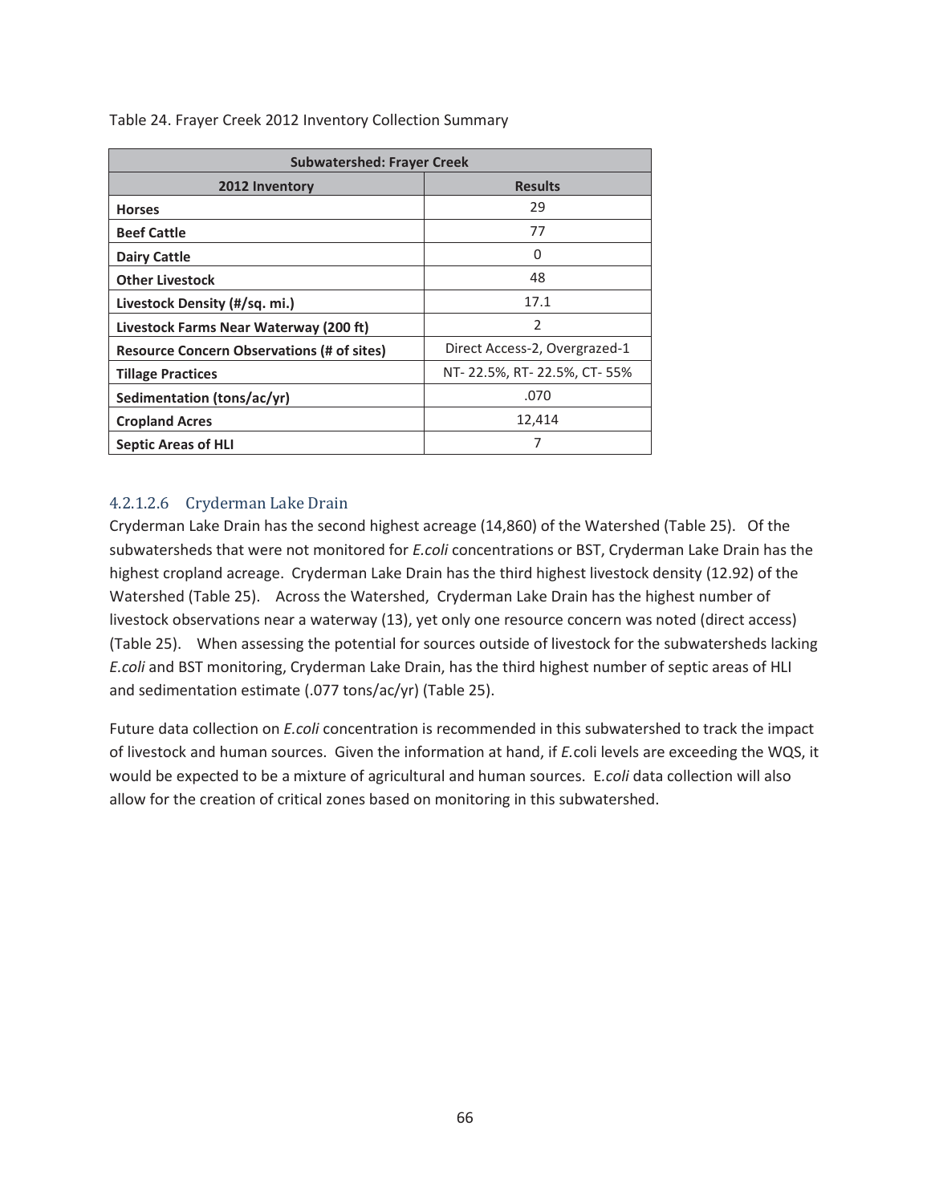Table 24. Frayer Creek 2012 Inventory Collection Summary

| Subwatershed: Frayer Creek | |
|---|---|
| **2012 Inventory** | **Results** |
| **Horses** | 29 |
| **Beef Cattle** | 77 |
| **Dairy Cattle** | 0 |
| **Other Livestock** | 48 |
| **Livestock Density (#/sq. mi.)** | 17.1 |
| **Livestock Farms Near Waterway (200 ft)** | 2 |
| **Resource Concern Observations (# of sites)** | Direct Access-2, Overgrazed-1 |
| **Tillage Practices** | NT- 22.5%, RT- 22.5%, CT- 55% |
| **Sedimentation (tons/ac/yr)** | .070 |
| **Cropland Acres** | 12,414 |
| **Septic Areas of HLI** | 7 |

#### 4.2.1.2.6 Cryderman Lake Drain

Cryderman Lake Drain has the second highest acreage (14,860) of the Watershed (Table 25). Of the subwatersheds that were not monitored for *E.coli* concentrations or BST, Cryderman Lake Drain has the highest cropland acreage. Cryderman Lake Drain has the third highest livestock density (12.92) of the Watershed (Table 25). Across the Watershed, Cryderman Lake Drain has the highest number of livestock observations near a waterway (13), yet only one resource concern was noted (direct access) (Table 25). When assessing the potential for sources outside of livestock for the subwatersheds lacking *E.coli* and BST monitoring, Cryderman Lake Drain, has the third highest number of septic areas of HLI and sedimentation estimate (.077 tons/ac/yr) (Table 25).

Future data collection on *E.coli* concentration is recommended in this subwatershed to track the impact of livestock and human sources. Given the information at hand, if *E.*coli levels are exceeding the WQS, it would be expected to be a mixture of agricultural and human sources. E.*coli* data collection will also allow for the creation of critical zones based on monitoring in this subwatershed.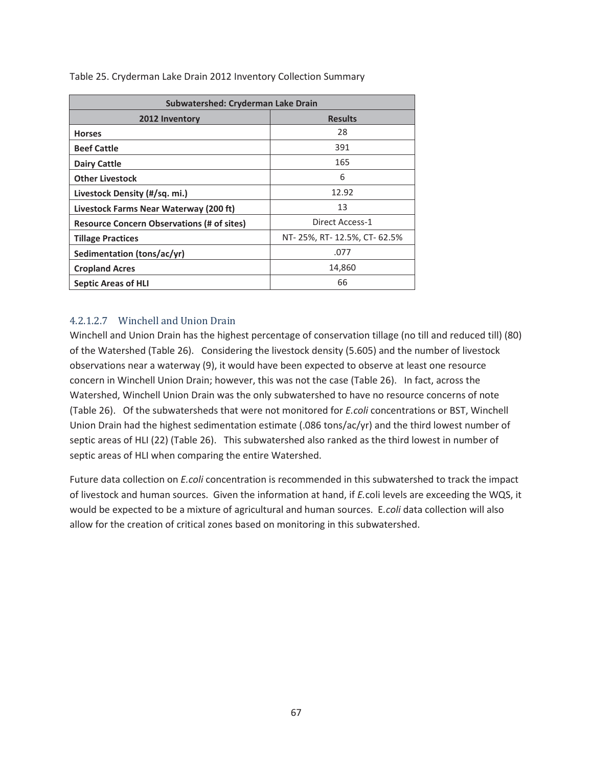Table 25. Cryderman Lake Drain 2012 Inventory Collection Summary

| Subwatershed: Cryderman Lake Drain | |
|---|---|
| **2012 Inventory** | **Results** |
| **Horses** | 28 |
| **Beef Cattle** | 391 |
| **Dairy Cattle** | 165 |
| **Other Livestock** | 6 |
| **Livestock Density (#/sq. mi.)** | 12.92 |
| **Livestock Farms Near Waterway (200 ft)** | 13 |
| **Resource Concern Observations (# of sites)** | Direct Access-1 |
| **Tillage Practices** | NT- 25%, RT- 12.5%, CT- 62.5% |
| **Sedimentation (tons/ac/yr)** | .077 |
| **Cropland Acres** | 14,860 |
| **Septic Areas of HLI** | 66 |

#### 4.2.1.2.7 Winchell and Union Drain

Winchell and Union Drain has the highest percentage of conservation tillage (no till and reduced till) (80) of the Watershed (Table 26). Considering the livestock density (5.605) and the number of livestock observations near a waterway (9), it would have been expected to observe at least one resource concern in Winchell Union Drain; however, this was not the case (Table 26). In fact, across the Watershed, Winchell Union Drain was the only subwatershed to have no resource concerns of note (Table 26). Of the subwatersheds that were not monitored for *E.coli* concentrations or BST, Winchell Union Drain had the highest sedimentation estimate (.086 tons/ac/yr) and the third lowest number of septic areas of HLI (22) (Table 26). This subwatershed also ranked as the third lowest in number of septic areas of HLI when comparing the entire Watershed.

Future data collection on *E.coli* concentration is recommended in this subwatershed to track the impact of livestock and human sources. Given the information at hand, if *E.*coli levels are exceeding the WQS, it would be expected to be a mixture of agricultural and human sources. E.*coli* data collection will also allow for the creation of critical zones based on monitoring in this subwatershed.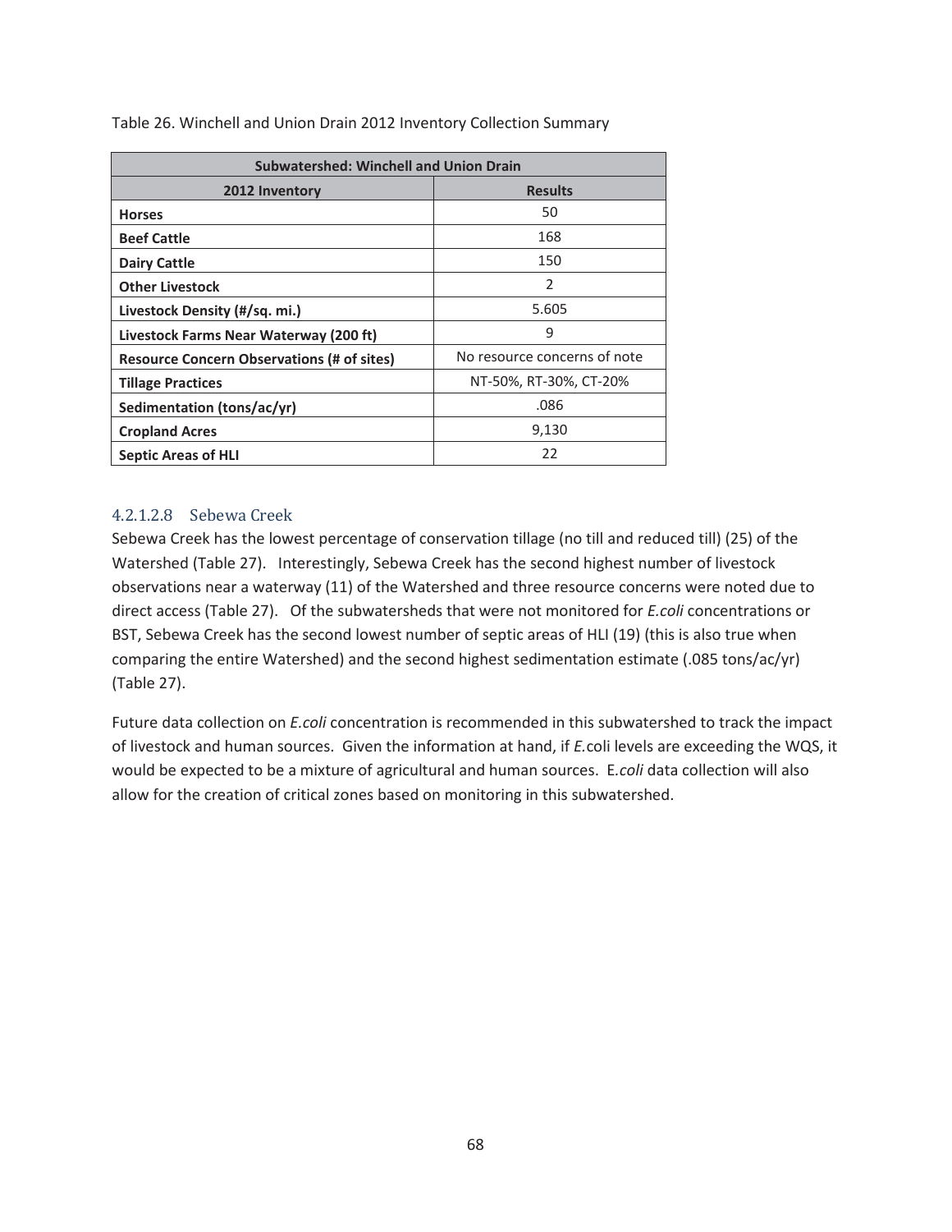Table 26. Winchell and Union Drain 2012 Inventory Collection Summary

| Subwatershed: Winchell and Union Drain | |
|---|---|
| **2012 Inventory** | **Results** |
| **Horses** | 50 |
| **Beef Cattle** | 168 |
| **Dairy Cattle** | 150 |
| **Other Livestock** | 2 |
| **Livestock Density (#/sq. mi.)** | 5.605 |
| **Livestock Farms Near Waterway (200 ft)** | 9 |
| **Resource Concern Observations (# of sites)** | No resource concerns of note |
| **Tillage Practices** | NT-50%, RT-30%, CT-20% |
| **Sedimentation (tons/ac/yr)** | .086 |
| **Cropland Acres** | 9,130 |
| **Septic Areas of HLI** | 22 |

#### 4.2.1.2.8 Sebewa Creek

Sebewa Creek has the lowest percentage of conservation tillage (no till and reduced till) (25) of the Watershed (Table 27). Interestingly, Sebewa Creek has the second highest number of livestock observations near a waterway (11) of the Watershed and three resource concerns were noted due to direct access (Table 27). Of the subwatersheds that were not monitored for *E.coli* concentrations or BST, Sebewa Creek has the second lowest number of septic areas of HLI (19) (this is also true when comparing the entire Watershed) and the second highest sedimentation estimate (.085 tons/ac/yr) (Table 27).

Future data collection on *E.coli* concentration is recommended in this subwatershed to track the impact of livestock and human sources. Given the information at hand, if *E.*coli levels are exceeding the WQS, it would be expected to be a mixture of agricultural and human sources. E.*coli* data collection will also allow for the creation of critical zones based on monitoring in this subwatershed.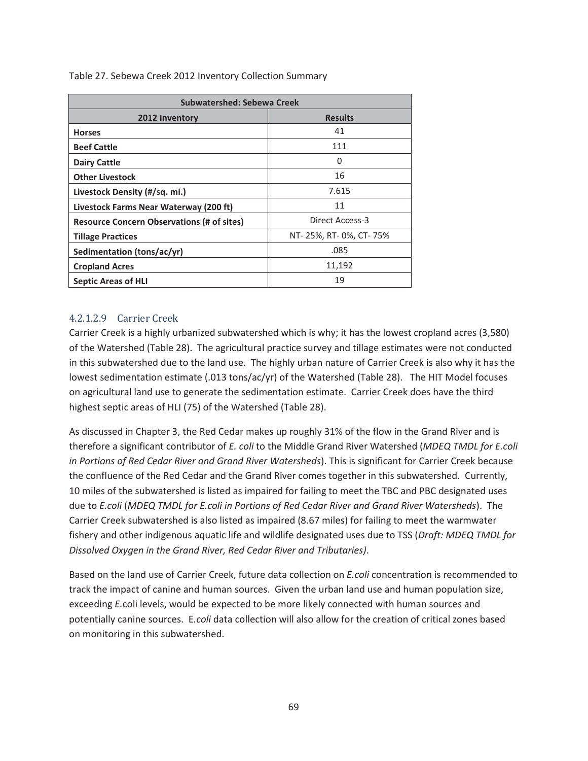Table 27. Sebewa Creek 2012 Inventory Collection Summary

| Subwatershed: Sebewa Creek | |
|---|---|
| **2012 Inventory** | **Results** |
| **Horses** | 41 |
| **Beef Cattle** | 111 |
| **Dairy Cattle** | 0 |
| **Other Livestock** | 16 |
| **Livestock Density (#/sq. mi.)** | 7.615 |
| **Livestock Farms Near Waterway (200 ft)** | 11 |
| **Resource Concern Observations (# of sites)** | Direct Access-3 |
| **Tillage Practices** | NT- 25%, RT- 0%, CT- 75% |
| **Sedimentation (tons/ac/yr)** | .085 |
| **Cropland Acres** | 11,192 |
| **Septic Areas of HLI** | 19 |

#### 4.2.1.2.9 Carrier Creek

Carrier Creek is a highly urbanized subwatershed which is why; it has the lowest cropland acres (3,580) of the Watershed (Table 28). The agricultural practice survey and tillage estimates were not conducted in this subwatershed due to the land use. The highly urban nature of Carrier Creek is also why it has the lowest sedimentation estimate (.013 tons/ac/yr) of the Watershed (Table 28). The HIT Model focuses on agricultural land use to generate the sedimentation estimate. Carrier Creek does have the third highest septic areas of HLI (75) of the Watershed (Table 28).

As discussed in Chapter 3, the Red Cedar makes up roughly 31% of the flow in the Grand River and is therefore a significant contributor of *E. coli* to the Middle Grand River Watershed (*MDEQ TMDL for E.coli in Portions of Red Cedar River and Grand River Watersheds*). This is significant for Carrier Creek because the confluence of the Red Cedar and the Grand River comes together in this subwatershed. Currently, 10 miles of the subwatershed is listed as impaired for failing to meet the TBC and PBC designated uses due to *E.coli* (*MDEQ TMDL for E.coli in Portions of Red Cedar River and Grand River Watersheds*). The Carrier Creek subwatershed is also listed as impaired (8.67 miles) for failing to meet the warmwater fishery and other indigenous aquatic life and wildlife designated uses due to TSS (*Draft: MDEQ TMDL for Dissolved Oxygen in the Grand River, Red Cedar River and Tributaries)*.

Based on the land use of Carrier Creek, future data collection on *E.coli* concentration is recommended to track the impact of canine and human sources. Given the urban land use and human population size, exceeding *E.*coli levels, would be expected to be more likely connected with human sources and potentially canine sources. E.*coli* data collection will also allow for the creation of critical zones based on monitoring in this subwatershed.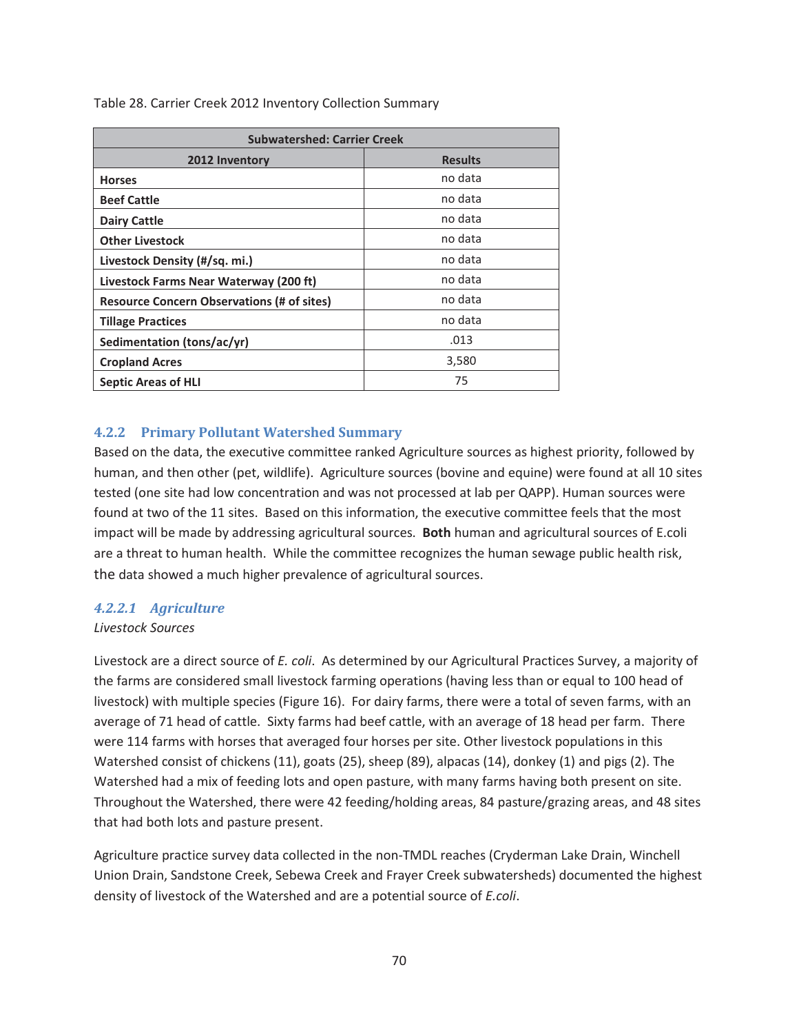Table 28. Carrier Creek 2012 Inventory Collection Summary

| Subwatershed: Carrier Creek | |
|---|---|
| **2012 Inventory** | **Results** |
| **Horses** | no data |
| **Beef Cattle** | no data |
| **Dairy Cattle** | no data |
| **Other Livestock** | no data |
| **Livestock Density (#/sq. mi.)** | no data |
| **Livestock Farms Near Waterway (200 ft)** | no data |
| **Resource Concern Observations (# of sites)** | no data |
| **Tillage Practices** | no data |
| **Sedimentation (tons/ac/yr)** | .013 |
| **Cropland Acres** | 3,580 |
| **Septic Areas of HLI** | 75 |

### 4.2.2 Primary Pollutant Watershed Summary

Based on the data, the executive committee ranked Agriculture sources as highest priority, followed by human, and then other (pet, wildlife). Agriculture sources (bovine and equine) were found at all 10 sites tested (one site had low concentration and was not processed at lab per QAPP). Human sources were found at two of the 11 sites. Based on this information, the executive committee feels that the most impact will be made by addressing agricultural sources. **Both** human and agricultural sources of E.coli are a threat to human health. While the committee recognizes the human sewage public health risk, the data showed a much higher prevalence of agricultural sources.

#### *4.2.2.1 Agriculture*

*Livestock Sources*

Livestock are a direct source of *E. coli*. As determined by our Agricultural Practices Survey, a majority of the farms are considered small livestock farming operations (having less than or equal to 100 head of livestock) with multiple species (Figure 16). For dairy farms, there were a total of seven farms, with an average of 71 head of cattle. Sixty farms had beef cattle, with an average of 18 head per farm. There were 114 farms with horses that averaged four horses per site. Other livestock populations in this Watershed consist of chickens (11), goats (25), sheep (89), alpacas (14), donkey (1) and pigs (2). The Watershed had a mix of feeding lots and open pasture, with many farms having both present on site. Throughout the Watershed, there were 42 feeding/holding areas, 84 pasture/grazing areas, and 48 sites that had both lots and pasture present.

Agriculture practice survey data collected in the non-TMDL reaches (Cryderman Lake Drain, Winchell Union Drain, Sandstone Creek, Sebewa Creek and Frayer Creek subwatersheds) documented the highest density of livestock of the Watershed and are a potential source of *E.coli*.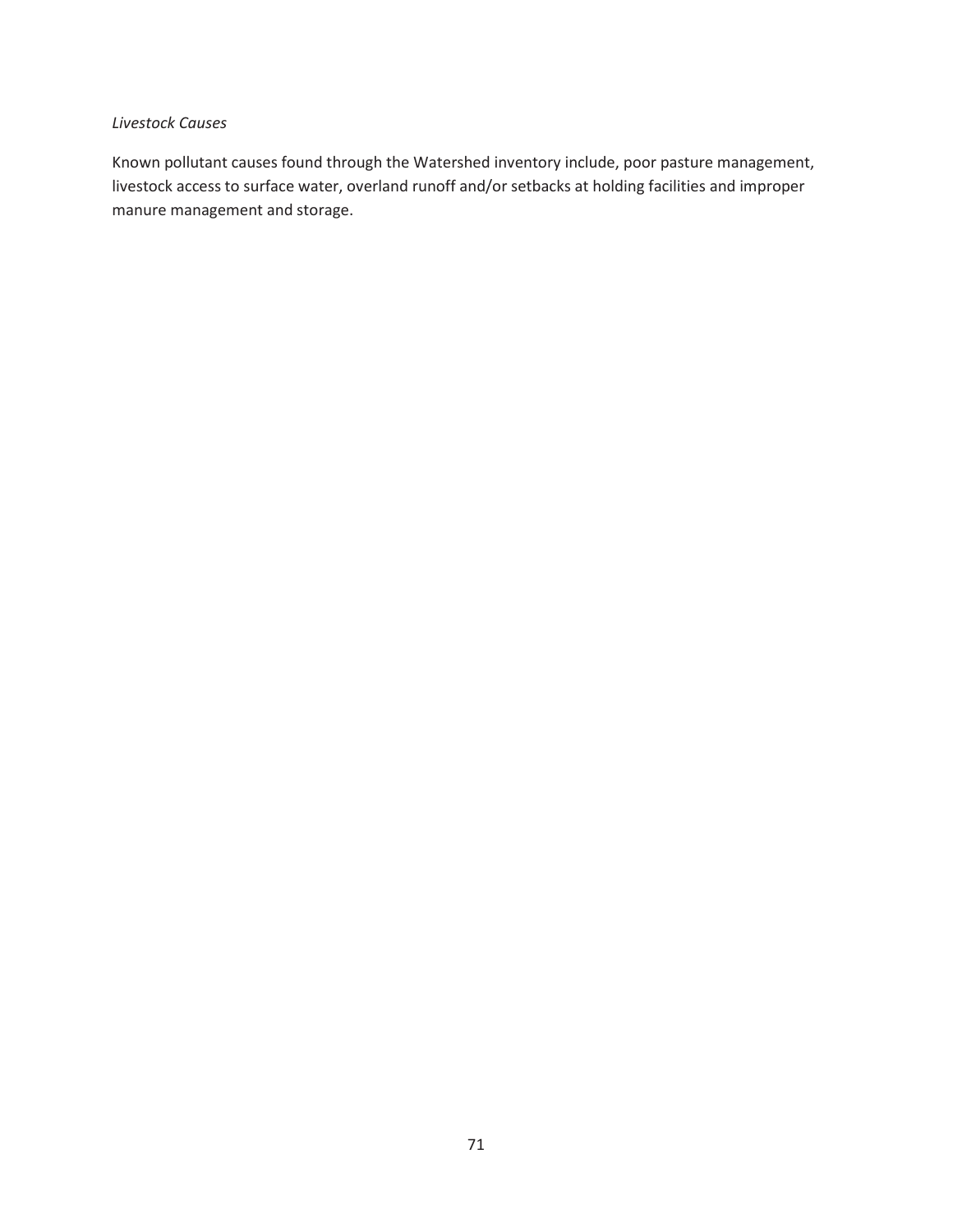*Livestock Causes*

Known pollutant causes found through the Watershed inventory include, poor pasture management, livestock access to surface water, overland runoff and/or setbacks at holding facilities and improper manure management and storage.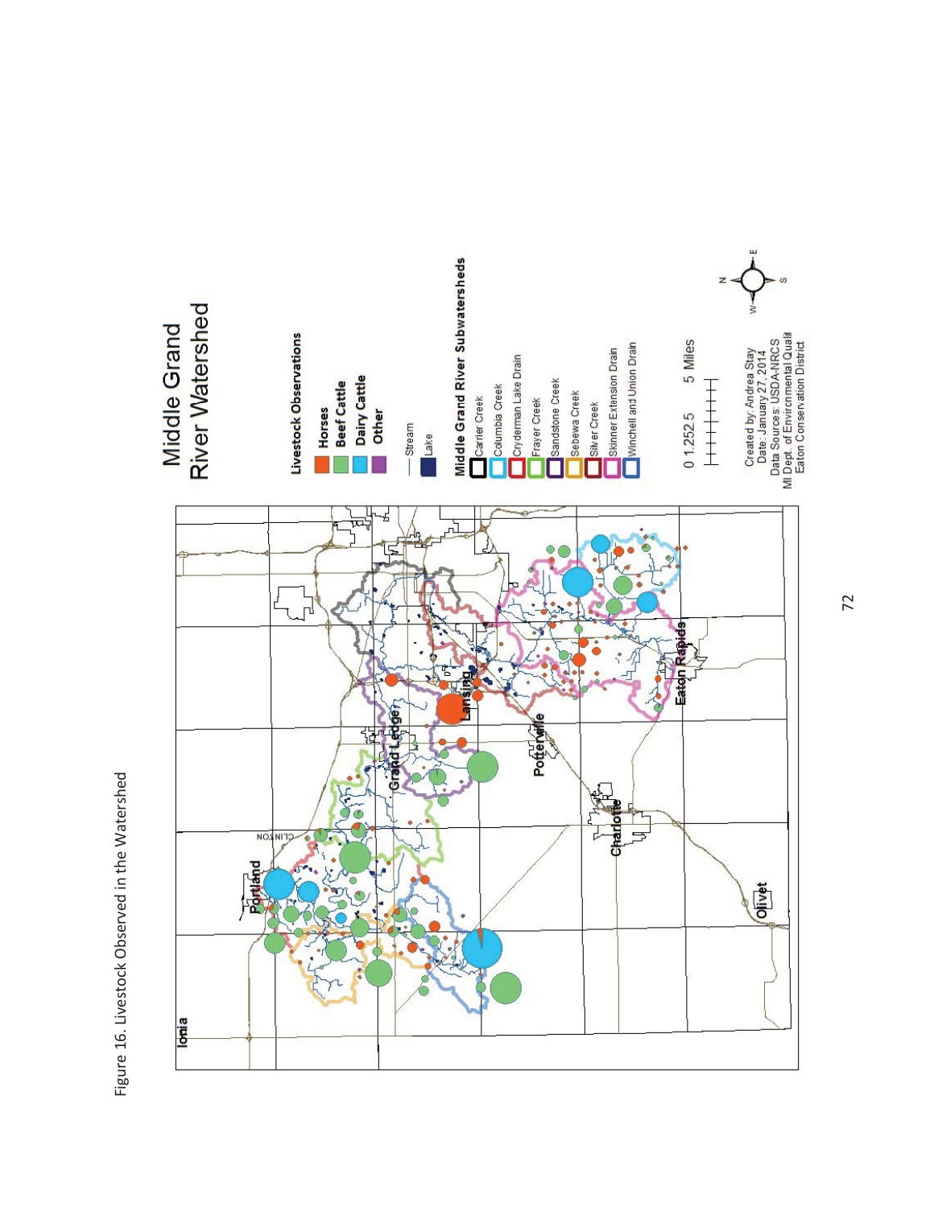Figure 16. Livestock Observed in the Watershed

# Middle Grand River Watershed

**Livestock Observations**

- Horses
- Beef Cattle
- Dairy Cattle
- Other

- Stream
- Lake

**Middle Grand River Subwatersheds**

- Carrier Creek
- Columbia Creek
- Cryderman Lake Drain
- Frayer Creek
- Sandstone Creek
- Sebewa Creek
- Silver Creek
- Skinner Extension Drain
- Winchell and Union Drain

0 1.25 2.5 5 Miles

Created by: Andrea Stay
Date: January 27, 2014
Data Sources: USDA-NRCS
MI Dept. of Environmental Quali
Eaton Conservation District

Ionia, Portland, Grand Ledge, Lansing, Potterville, Charlotte, Eaton Rapids, Olivet, CLINTON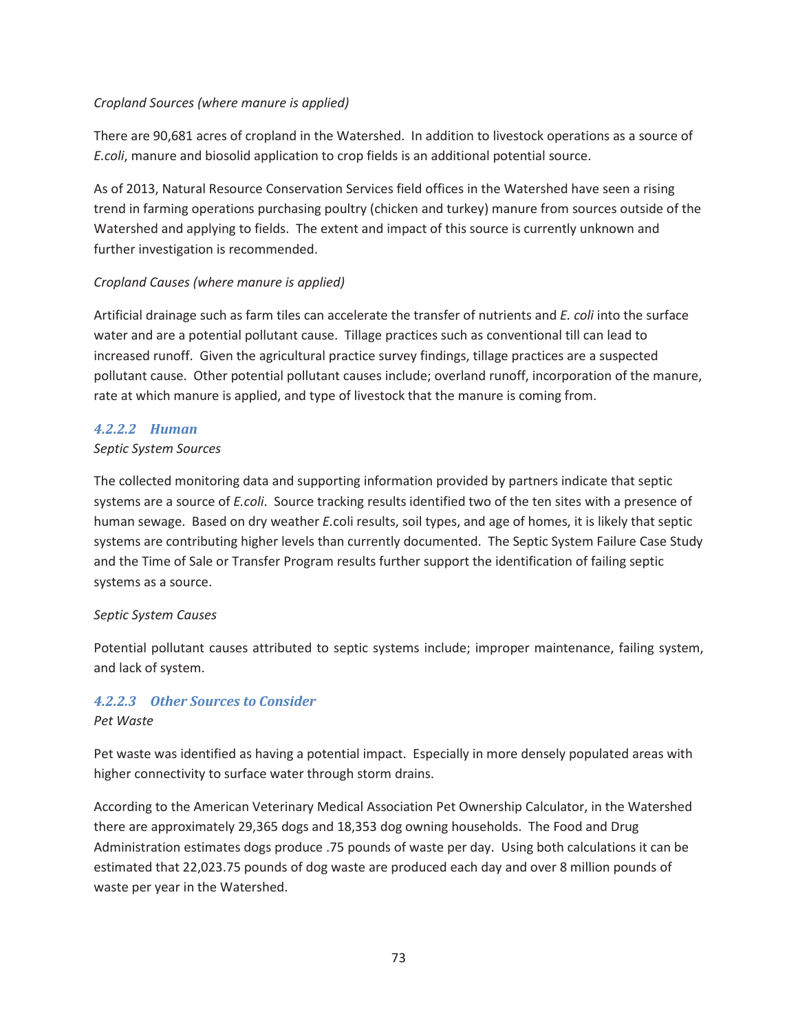*Cropland Sources (where manure is applied)*

There are 90,681 acres of cropland in the Watershed. In addition to livestock operations as a source of *E.coli*, manure and biosolid application to crop fields is an additional potential source.

As of 2013, Natural Resource Conservation Services field offices in the Watershed have seen a rising trend in farming operations purchasing poultry (chicken and turkey) manure from sources outside of the Watershed and applying to fields. The extent and impact of this source is currently unknown and further investigation is recommended.

*Cropland Causes (where manure is applied)*

Artificial drainage such as farm tiles can accelerate the transfer of nutrients and *E. coli* into the surface water and are a potential pollutant cause. Tillage practices such as conventional till can lead to increased runoff. Given the agricultural practice survey findings, tillage practices are a suspected pollutant cause. Other potential pollutant causes include; overland runoff, incorporation of the manure, rate at which manure is applied, and type of livestock that the manure is coming from.

#### *4.2.2.2 Human*

*Septic System Sources*

The collected monitoring data and supporting information provided by partners indicate that septic systems are a source of *E.coli*. Source tracking results identified two of the ten sites with a presence of human sewage. Based on dry weather *E.*coli results, soil types, and age of homes, it is likely that septic systems are contributing higher levels than currently documented. The Septic System Failure Case Study and the Time of Sale or Transfer Program results further support the identification of failing septic systems as a source.

*Septic System Causes*

Potential pollutant causes attributed to septic systems include; improper maintenance, failing system, and lack of system.

#### *4.2.2.3 Other Sources to Consider*

*Pet Waste*

Pet waste was identified as having a potential impact. Especially in more densely populated areas with higher connectivity to surface water through storm drains.

According to the American Veterinary Medical Association Pet Ownership Calculator, in the Watershed there are approximately 29,365 dogs and 18,353 dog owning households. The Food and Drug Administration estimates dogs produce .75 pounds of waste per day. Using both calculations it can be estimated that 22,023.75 pounds of dog waste are produced each day and over 8 million pounds of waste per year in the Watershed.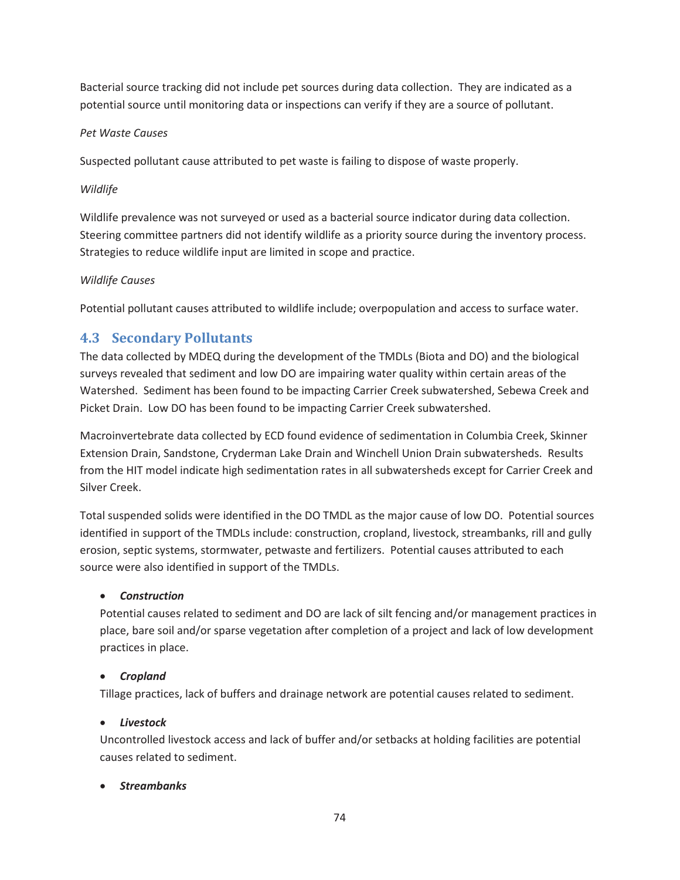Bacterial source tracking did not include pet sources during data collection. They are indicated as a potential source until monitoring data or inspections can verify if they are a source of pollutant.

*Pet Waste Causes*

Suspected pollutant cause attributed to pet waste is failing to dispose of waste properly.

*Wildlife*

Wildlife prevalence was not surveyed or used as a bacterial source indicator during data collection. Steering committee partners did not identify wildlife as a priority source during the inventory process. Strategies to reduce wildlife input are limited in scope and practice.

*Wildlife Causes*

Potential pollutant causes attributed to wildlife include; overpopulation and access to surface water.

## 4.3 Secondary Pollutants

The data collected by MDEQ during the development of the TMDLs (Biota and DO) and the biological surveys revealed that sediment and low DO are impairing water quality within certain areas of the Watershed. Sediment has been found to be impacting Carrier Creek subwatershed, Sebewa Creek and Picket Drain. Low DO has been found to be impacting Carrier Creek subwatershed.

Macroinvertebrate data collected by ECD found evidence of sedimentation in Columbia Creek, Skinner Extension Drain, Sandstone, Cryderman Lake Drain and Winchell Union Drain subwatersheds. Results from the HIT model indicate high sedimentation rates in all subwatersheds except for Carrier Creek and Silver Creek.

Total suspended solids were identified in the DO TMDL as the major cause of low DO. Potential sources identified in support of the TMDLs include: construction, cropland, livestock, streambanks, rill and gully erosion, septic systems, stormwater, petwaste and fertilizers. Potential causes attributed to each source were also identified in support of the TMDLs.

- ***Construction***
  Potential causes related to sediment and DO are lack of silt fencing and/or management practices in place, bare soil and/or sparse vegetation after completion of a project and lack of low development practices in place.

- ***Cropland***
  Tillage practices, lack of buffers and drainage network are potential causes related to sediment.

- ***Livestock***
  Uncontrolled livestock access and lack of buffer and/or setbacks at holding facilities are potential causes related to sediment.

- ***Streambanks***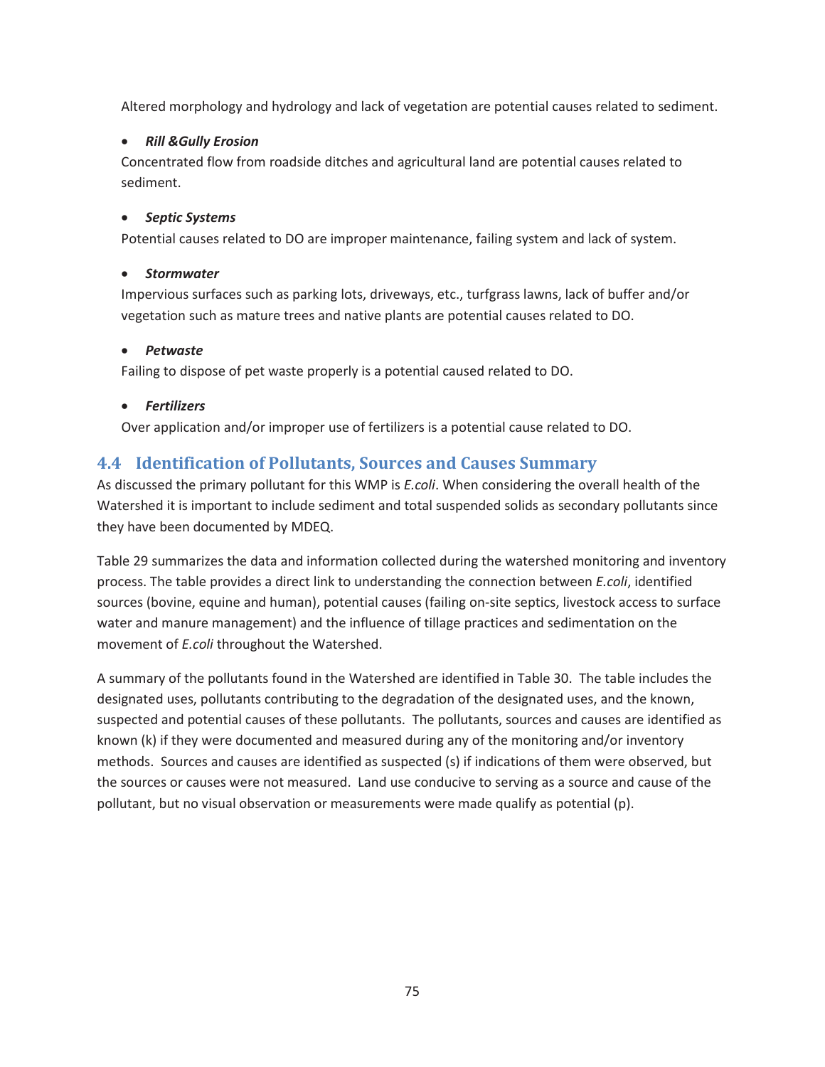Altered morphology and hydrology and lack of vegetation are potential causes related to sediment.

- ***Rill &Gully Erosion***

Concentrated flow from roadside ditches and agricultural land are potential causes related to sediment.

- ***Septic Systems***

Potential causes related to DO are improper maintenance, failing system and lack of system.

- ***Stormwater***

Impervious surfaces such as parking lots, driveways, etc., turfgrass lawns, lack of buffer and/or vegetation such as mature trees and native plants are potential causes related to DO.

- ***Petwaste***

Failing to dispose of pet waste properly is a potential caused related to DO.

- ***Fertilizers***

Over application and/or improper use of fertilizers is a potential cause related to DO.

## 4.4 Identification of Pollutants, Sources and Causes Summary

As discussed the primary pollutant for this WMP is *E.coli*. When considering the overall health of the Watershed it is important to include sediment and total suspended solids as secondary pollutants since they have been documented by MDEQ.

Table 29 summarizes the data and information collected during the watershed monitoring and inventory process. The table provides a direct link to understanding the connection between *E.coli*, identified sources (bovine, equine and human), potential causes (failing on-site septics, livestock access to surface water and manure management) and the influence of tillage practices and sedimentation on the movement of *E.coli* throughout the Watershed.

A summary of the pollutants found in the Watershed are identified in Table 30. The table includes the designated uses, pollutants contributing to the degradation of the designated uses, and the known, suspected and potential causes of these pollutants. The pollutants, sources and causes are identified as known (k) if they were documented and measured during any of the monitoring and/or inventory methods. Sources and causes are identified as suspected (s) if indications of them were observed, but the sources or causes were not measured. Land use conducive to serving as a source and cause of the pollutant, but no visual observation or measurements were made qualify as potential (p).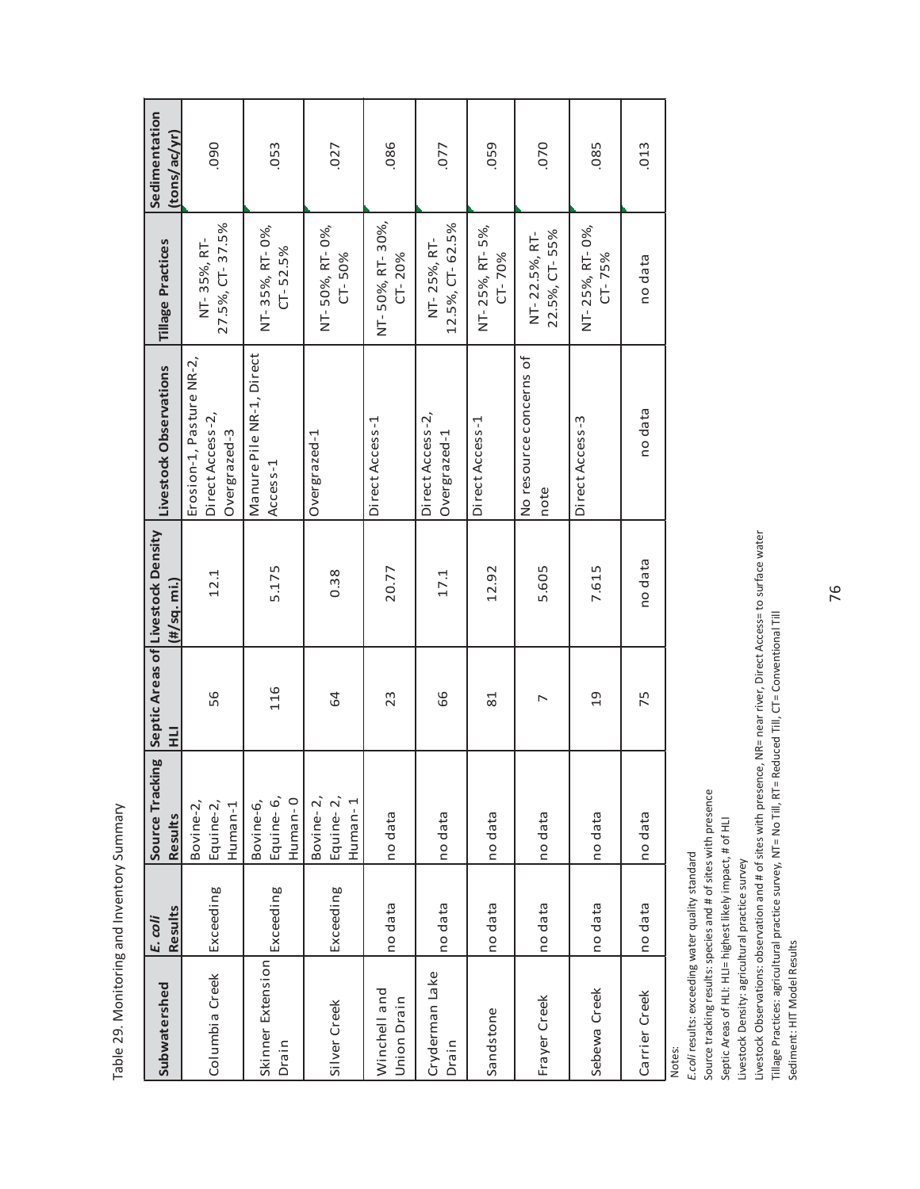Table 29. Monitoring and Inventory Summary

| Subwatershed | *E. coli* Results | Source Tracking Results | Septic Areas of HLI | Livestock Density (#/sq. mi.) | Livestock Observations | Tillage Practices | Sedimentation (tons/ac/yr) |
|---|---|---|---|---|---|---|---|
| Columbia Creek | Exceeding | Bovine-2, Equine-2, Human-1 | 56 | 12.1 | Erosion-1, Pasture NR-2, Direct Access-2, Overgrazed-3 | NT- 35%, RT- 27.5%, CT- 37.5% | .090 |
| Skinner Extension Drain | Exceeding | Bovine-6, Equine- 6, Human- 0 | 116 | 5.175 | Manure Pile NR-1, Direct Access-1 | NT-35% RT- 0%, CT- 52.5% | .053 |
| Silver Creek | Exceeding | Bovine- 2, Equine- 2, Human- 1 | 64 | 0.38 | Overgrazed-1 | NT- 50%, RT- 0%, CT- 50% | .027 |
| Winchell and Union Drain | no data | no data | 23 | 20.77 | Direct Access-1 | NT- 50%, RT- 30%, CT- 20% | .086 |
| Cryderman Lake Drain | no data | no data | 66 | 17.1 | Direct Access-2, Overgrazed-1 | NT- 25%, RT- 12.5%, CT- 62.5% | .077 |
| Sandstone | no data | no data | 81 | 12.92 | Direct Access-1 | NT- 25%, RT- 5%, CT- 70% | .059 |
| Frayer Creek | no data | no data | 7 | 5.605 | No resource concerns of note | NT- 22.5%, RT- 22.5%, CT- 55% | .070 |
| Sebewa Creek | no data | no data | 19 | 7.615 | Direct Access-3 | NT- 25%, RT- 0%, CT- 75% | .085 |
| Carrier Creek | no data | no data | 75 | no data | no data | no data | .013 |

Notes:
*E.coli* results: exceeding water quality standard
Source tracking results: species and # of sites with presence
Septic Areas of HLI: HLI= highest likely impact, # of HLI
Livestock Density: agricultural practice survey
Livestock Observations: observation and # of sites with presence, NR= near river, Direct Access= to surface water
Tillage Practices: agricultural practice survey, NT= No Till, RT= Reduced Till, CT= Conventional Till
Sediment: HIT Model Results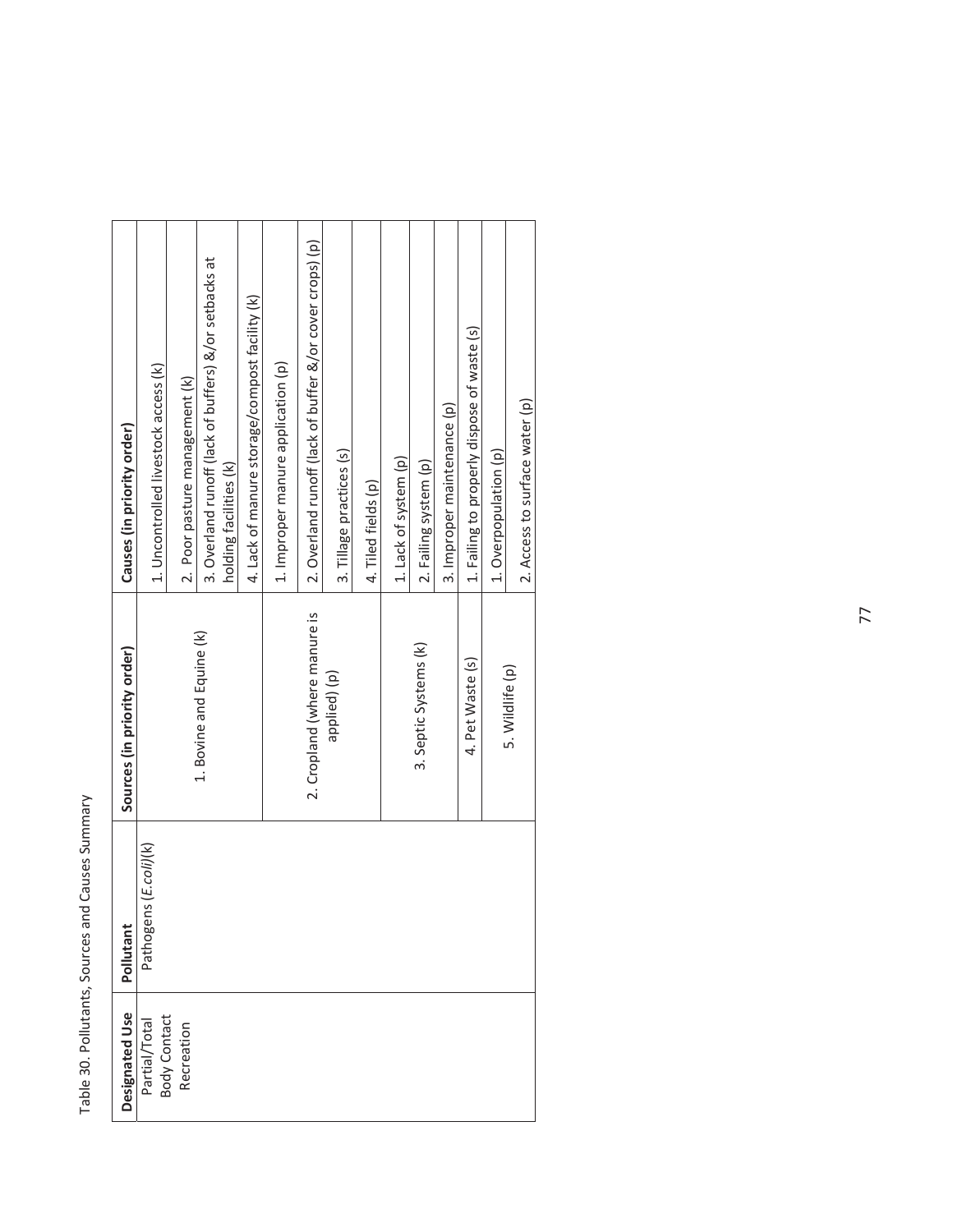Table 30. Pollutants, Sources and Causes Summary

| Designated Use | Pollutant | Sources (in priority order) | Causes (in priority order) |
|---|---|---|---|
| Partial/Total Body Contact Recreation | Pathogens (*E.coli*)(k) | 1. Bovine and Equine (k) | 1. Uncontrolled livestock access (k) |
| | | | 2. Poor pasture management (k) |
| | | | 3. Overland runoff (lack of buffers) &/or setbacks at holding facilities (k) |
| | | | 4. Lack of manure storage/compost facility (k) |
| | | 2. Cropland (where manure is applied) (p) | 1. Improper manure application (p) |
| | | | 2. Overland runoff (lack of buffer &/or cover crops) (p) |
| | | | 3. Tillage practices (s) |
| | | | 4. Tiled fields (p) |
| | | 3. Septic Systems (k) | 1. Lack of system (p) |
| | | | 2. Failing system (p) |
| | | | 3. Improper maintenance (p) |
| | | 4. Pet Waste (s) | 1. Failing to properly dispose of waste (s) |
| | | 5. Wildlife (p) | 1. Overpopulation (p) |
| | | | 2. Access to surface water (p) |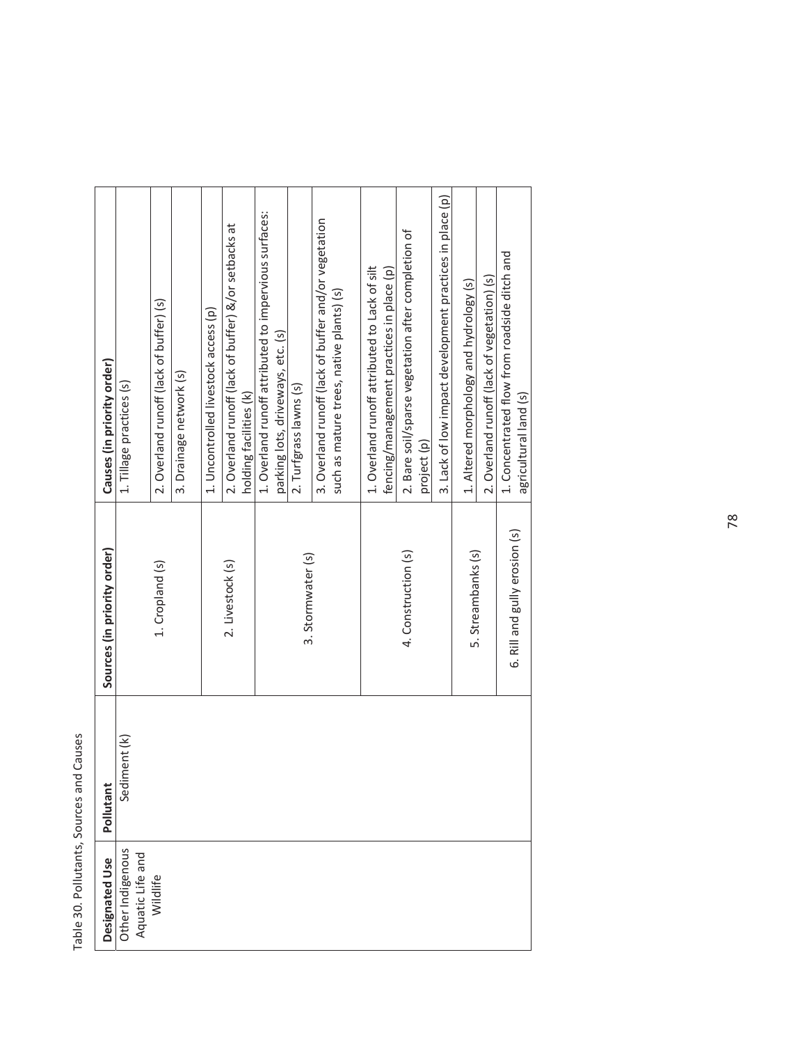Table 30. Pollutants, Sources and Causes

| Designated Use | Pollutant | Sources (in priority order) | Causes (in priority order) |
|---|---|---|---|
| Other Indigenous Aquatic Life and Wildlife | Sediment (k) | 1. Cropland (s) | 1. Tillage practices (s) |
| | | | 2. Overland runoff (lack of buffer) (s) |
| | | | 3. Drainage network (s) |
| | | 2. Livestock (s) | 1. Uncontrolled livestock access (p) |
| | | | 2. Overland runoff (lack of buffer) &/or setbacks at holding facilities (k) |
| | | 3. Stormwater (s) | 1. Overland runoff attributed to impervious surfaces: parking lots, driveways, etc. (s) |
| | | | 2. Turfgrass lawns (s) |
| | | | 3. Overland runoff (lack of buffer and/or vegetation such as mature trees, native plants) (s) |
| | | 4. Construction (s) | 1. Overland runoff attributed to Lack of silt fencing/management practices in place (p) |
| | | | 2. Bare soil/sparse vegetation after completion of project (p) |
| | | | 3. Lack of low impact development practices in place (p) |
| | | 5. Streambanks (s) | 1. Altered morphology and hydrology (s) |
| | | | 2. Overland runoff (lack of vegetation) (s) |
| | | 6. Rill and gully erosion (s) | 1. Concentrated flow from roadside ditch and agricultural land (s) |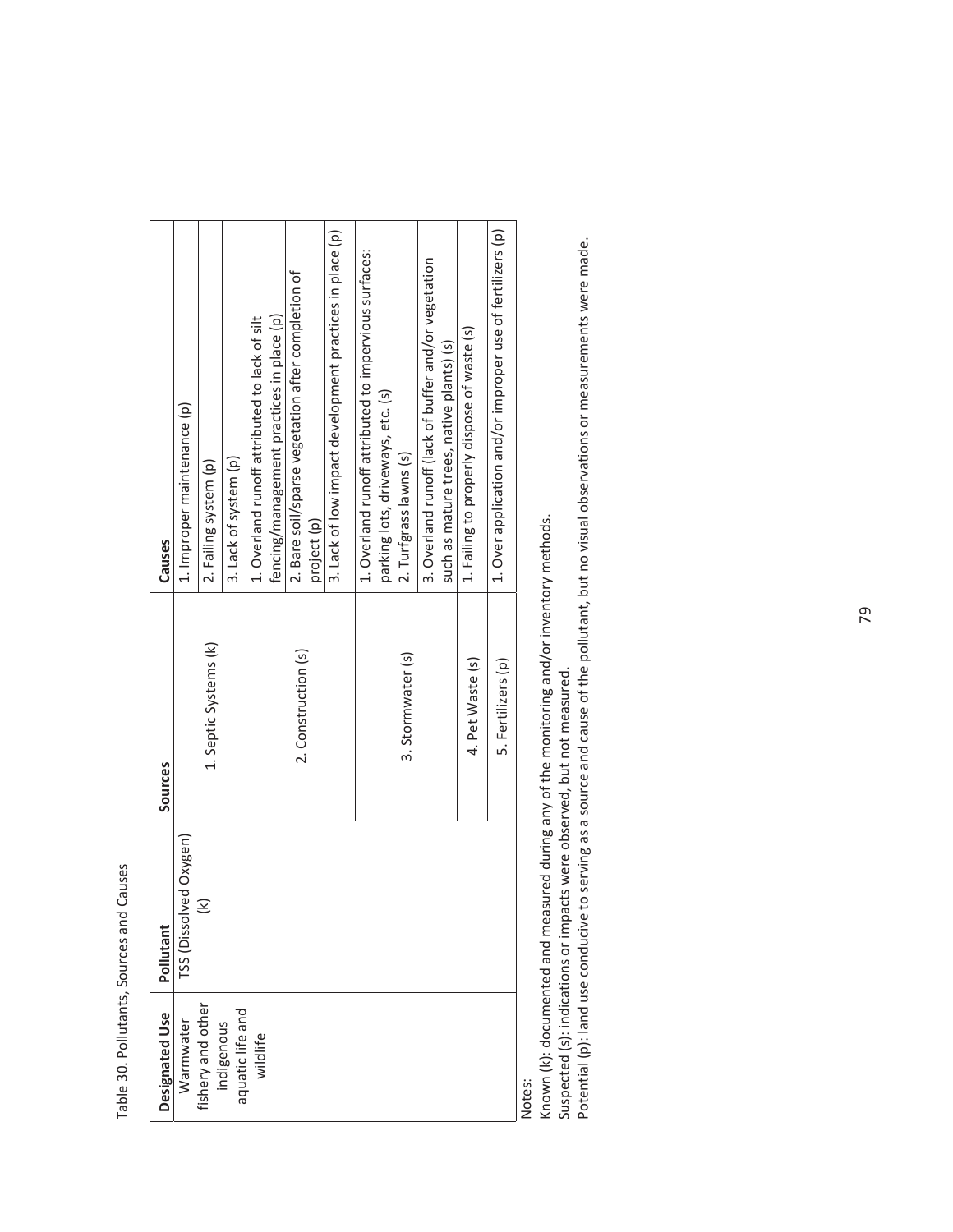Table 30. Pollutants, Sources and Causes

| Designated Use | Pollutant | Sources | Causes |
|---|---|---|---|
| Warmwater fishery and other indigenous aquatic life and wildlife | TSS (Dissolved Oxygen) (k) | 1. Septic Systems (k) | 1. Improper maintenance (p) |
| | | | 2. Failing system (p) |
| | | | 3. Lack of system (p) |
| | | 2. Construction (s) | 1. Overland runoff attributed to lack of silt fencing/management practices in place (p) |
| | | | 2. Bare soil/sparse vegetation after completion of project (p) |
| | | | 3. Lack of low impact development practices in place (p) |
| | | 3. Stormwater (s) | 1. Overland runoff attributed to impervious surfaces: parking lots, driveways, etc. (s) |
| | | | 2. Turfgrass lawns (s) |
| | | | 3. Overland runoff (lack of buffer and/or vegetation such as mature trees, native plants) (s) |
| | | 4. Pet Waste (s) | 1. Failing to properly dispose of waste (s) |
| | | 5. Fertilizers (p) | 1. Over application and/or improper use of fertilizers (p) |

Notes:
Known (k): documented and measured during any of the monitoring and/or inventory methods.
Suspected (s): indications or impacts were observed, but not measured.
Potential (p): land use conducive to serving as a source and cause of the pollutant, but no visual observations or measurements were made.